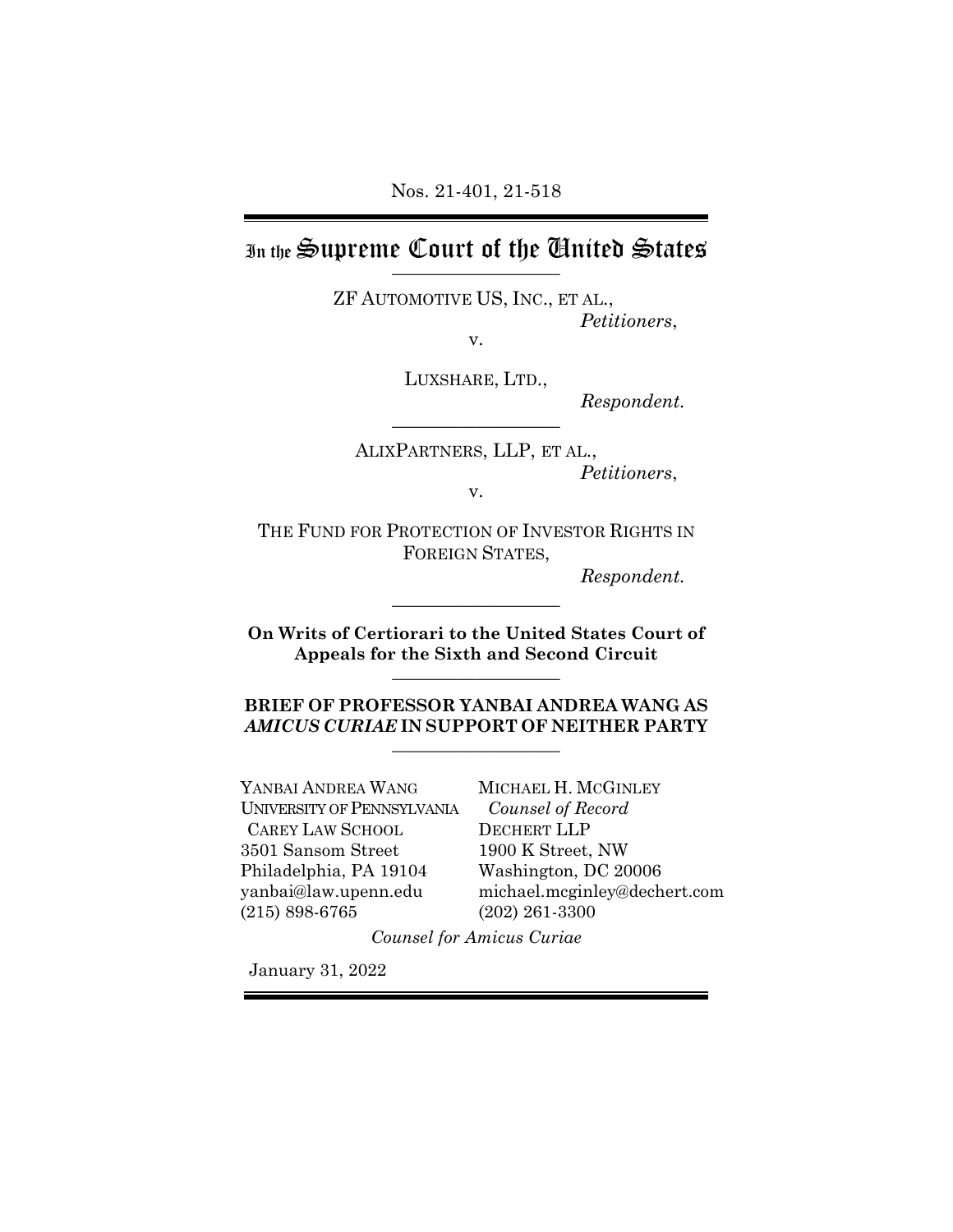Nos. 21-401, 21-518

# In the Supreme Court of the United States

---

ZF AUTOMOTIVE US, INC., ET AL.,
*Petitioners*,

v.

LUXSHARE, LTD.,
*Respondent.*

---

ALIXPARTNERS, LLP, ET AL.,
*Petitioners*,

v.

THE FUND FOR PROTECTION OF INVESTOR RIGHTS IN FOREIGN STATES,
*Respondent.*

---

**On Writs of Certiorari to the United States Court of Appeals for the Sixth and Second Circuit**

---

**BRIEF OF PROFESSOR YANBAI ANDREA WANG AS *AMICUS CURIAE* IN SUPPORT OF NEITHER PARTY**

---

YANBAI ANDREA WANG
UNIVERSITY OF PENNSYLVANIA
CAREY LAW SCHOOL
3501 Sansom Street
Philadelphia, PA 19104
yanbai@law.upenn.edu
(215) 898-6765

MICHAEL H. MCGINLEY
*Counsel of Record*
DECHERT LLP
1900 K Street, NW
Washington, DC 20006
michael.mcginley@dechert.com
(202) 261-3300

*Counsel for Amicus Curiae*

January 31, 2022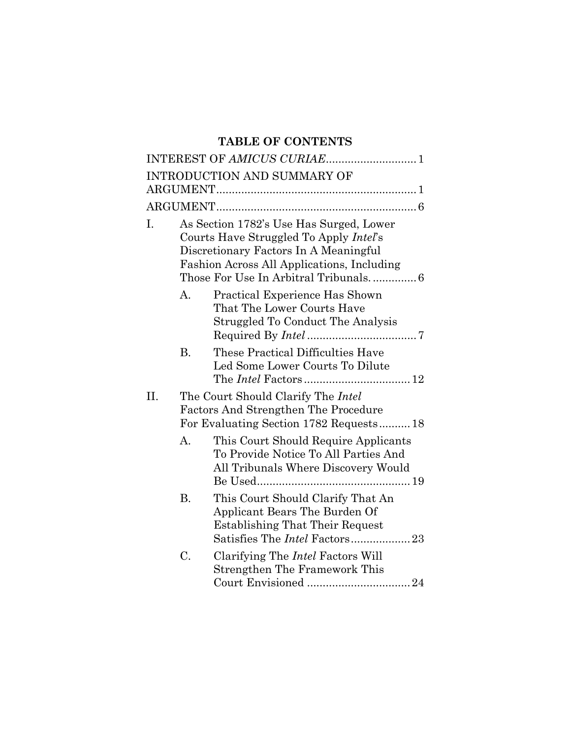# TABLE OF CONTENTS

INTEREST OF *AMICUS CURIAE*............................ 1

INTRODUCTION AND SUMMARY OF ARGUMENT............................................................... 1

ARGUMENT............................................................... 6

I. As Section 1782's Use Has Surged, Lower Courts Have Struggled To Apply *Intel*'s Discretionary Factors In A Meaningful Fashion Across All Applications, Including Those For Use In Arbitral Tribunals. .............. 6

   A. Practical Experience Has Shown That The Lower Courts Have Struggled To Conduct The Analysis Required By *Intel* ................................... 7

   B. These Practical Difficulties Have Led Some Lower Courts To Dilute The *Intel* Factors .................................. 12

II. The Court Should Clarify The *Intel* Factors And Strengthen The Procedure For Evaluating Section 1782 Requests.......... 18

   A. This Court Should Require Applicants To Provide Notice To All Parties And All Tribunals Where Discovery Would Be Used................................................ 19

   B. This Court Should Clarify That An Applicant Bears The Burden Of Establishing That Their Request Satisfies The *Intel* Factors................... 23

   C. Clarifying The *Intel* Factors Will Strengthen The Framework This Court Envisioned ................................. 24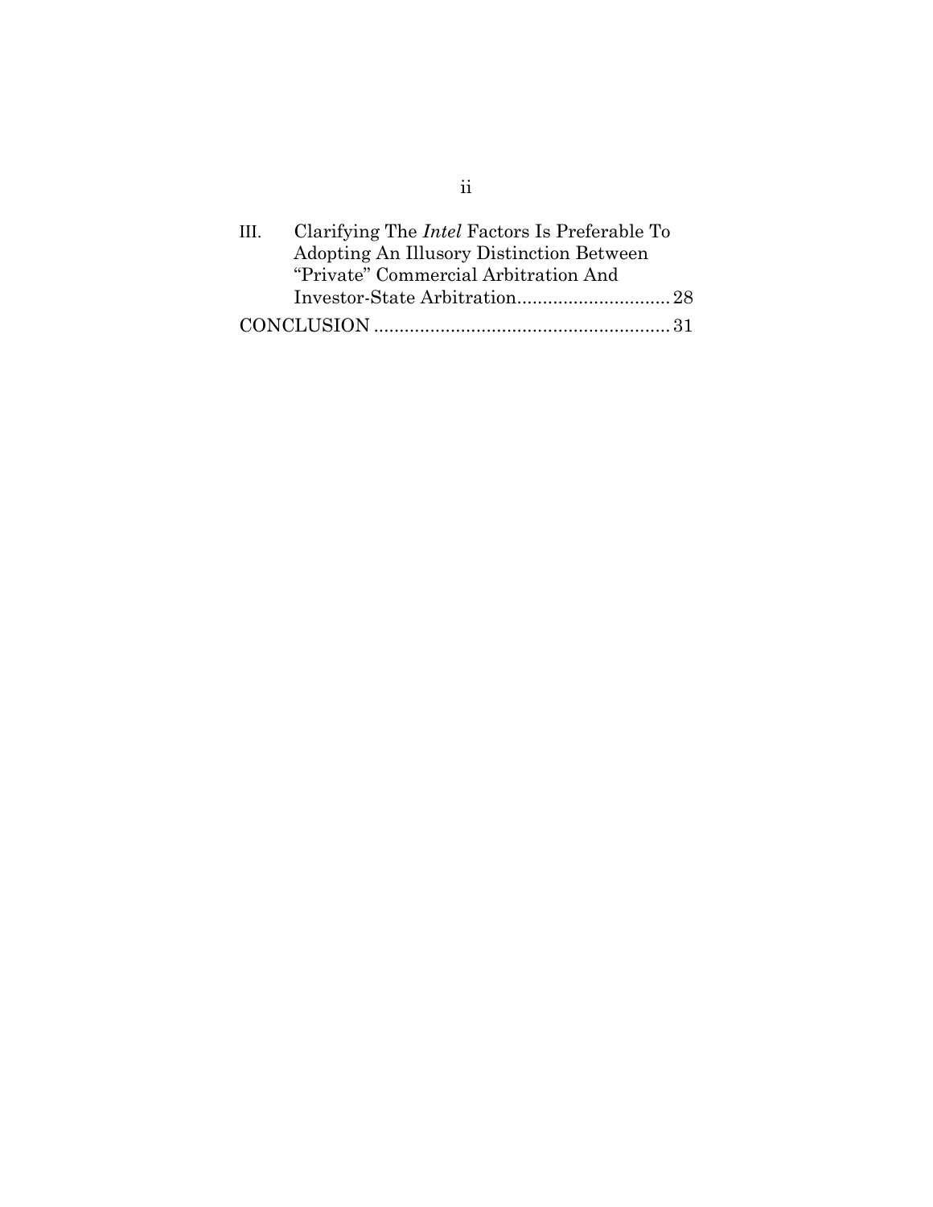III. Clarifying The *Intel* Factors Is Preferable To Adopting An Illusory Distinction Between "Private" Commercial Arbitration And Investor-State Arbitration.............................. 28

CONCLUSION ......................................................... 31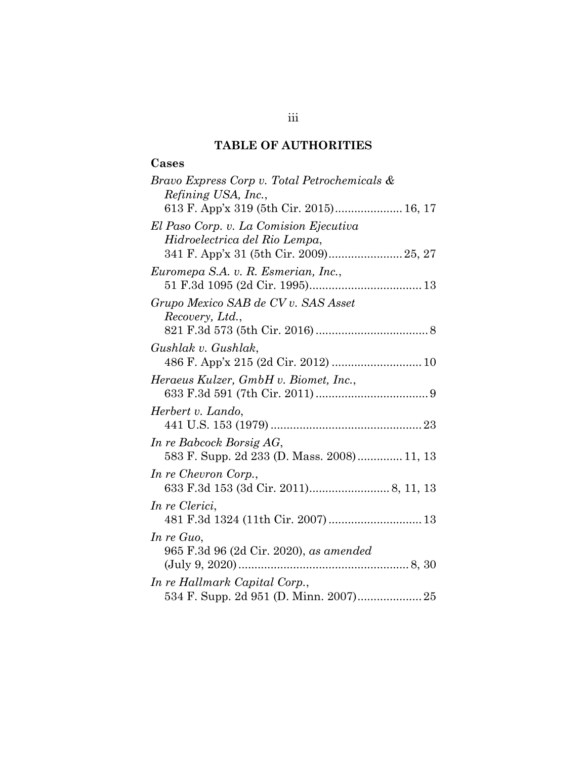## TABLE OF AUTHORITIES

### Cases

*Bravo Express Corp v. Total Petrochemicals & Refining USA, Inc.*, 613 F. App'x 319 (5th Cir. 2015)..................... 16, 17

*El Paso Corp. v. La Comision Ejecutiva Hidroelectrica del Rio Lempa*, 341 F. App'x 31 (5th Cir. 2009)....................... 25, 27

*Euromepa S.A. v. R. Esmerian, Inc.*, 51 F.3d 1095 (2d Cir. 1995)................................... 13

*Grupo Mexico SAB de CV v. SAS Asset Recovery, Ltd.*, 821 F.3d 573 (5th Cir. 2016)................................... 8

*Gushlak v. Gushlak*, 486 F. App'x 215 (2d Cir. 2012) ............................ 10

*Heraeus Kulzer, GmbH v. Biomet, Inc.*, 633 F.3d 591 (7th Cir. 2011)................................... 9

*Herbert v. Lando*, 441 U.S. 153 (1979)............................................... 23

*In re Babcock Borsig AG*, 583 F. Supp. 2d 233 (D. Mass. 2008).............. 11, 13

*In re Chevron Corp.*, 633 F.3d 153 (3d Cir. 2011)......................... 8, 11, 13

*In re Clerici*, 481 F.3d 1324 (11th Cir. 2007)............................. 13

*In re Guo*, 965 F.3d 96 (2d Cir. 2020), *as amended* (July 9, 2020)..................................................... 8, 30

*In re Hallmark Capital Corp.*, 534 F. Supp. 2d 951 (D. Minn. 2007).................... 25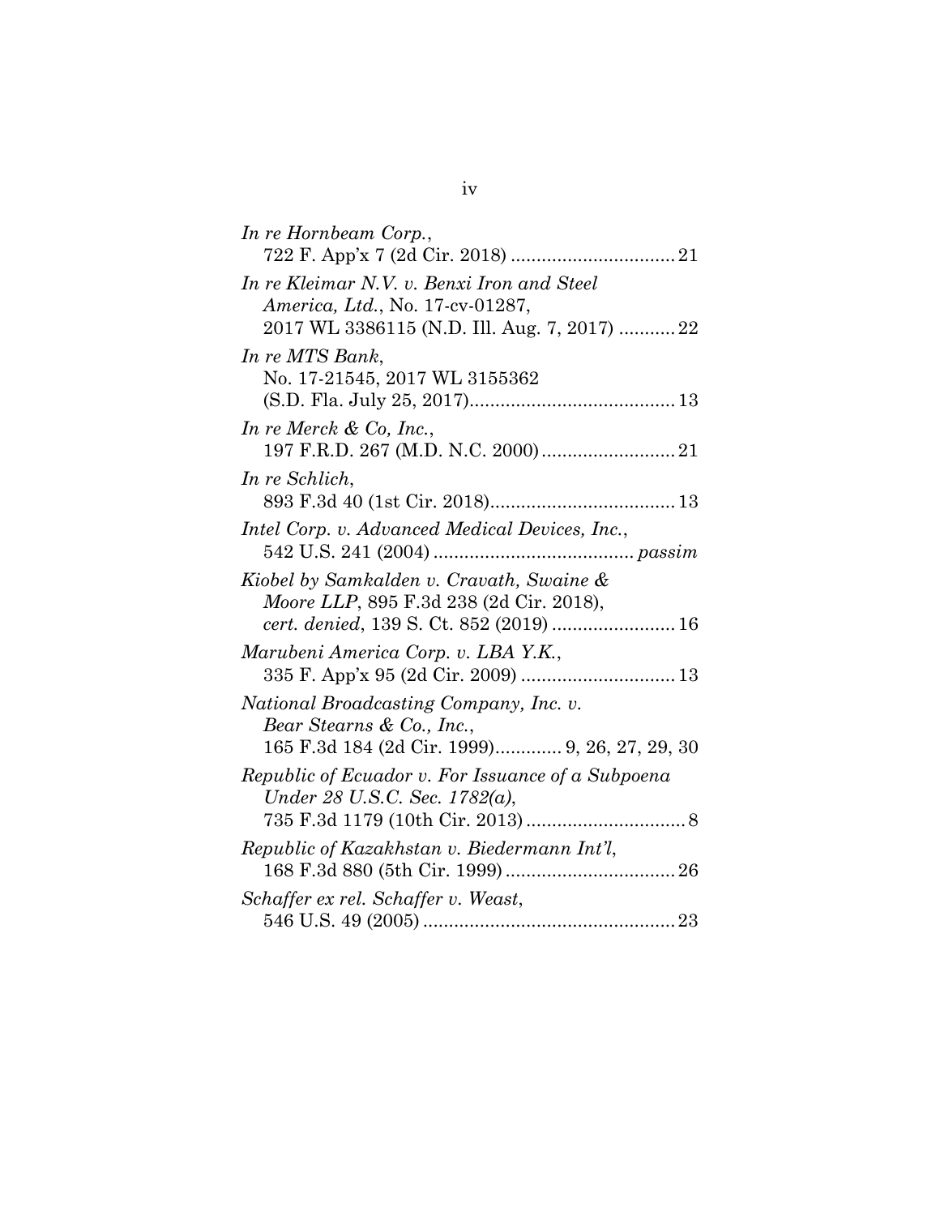*In re Hornbeam Corp.*,
722 F. App'x 7 (2d Cir. 2018) ................................ 21

*In re Kleimar N.V. v. Benxi Iron and Steel America, Ltd.*, No. 17-cv-01287,
2017 WL 3386115 (N.D. Ill. Aug. 7, 2017) ........... 22

*In re MTS Bank*,
No. 17-21545, 2017 WL 3155362
(S.D. Fla. July 25, 2017)........................................ 13

*In re Merck & Co, Inc.*,
197 F.R.D. 267 (M.D. N.C. 2000).......................... 21

*In re Schlich*,
893 F.3d 40 (1st Cir. 2018).................................... 13

*Intel Corp. v. Advanced Medical Devices, Inc.*,
542 U.S. 241 (2004) ....................................... *passim*

*Kiobel by Samkalden v. Cravath, Swaine & Moore LLP*, 895 F.3d 238 (2d Cir. 2018),
*cert. denied*, 139 S. Ct. 852 (2019) ........................ 16

*Marubeni America Corp. v. LBA Y.K.*,
335 F. App'x 95 (2d Cir. 2009) .............................. 13

*National Broadcasting Company, Inc. v. Bear Stearns & Co., Inc.*,
165 F.3d 184 (2d Cir. 1999)............. 9, 26, 27, 29, 30

*Republic of Ecuador v. For Issuance of a Subpoena Under 28 U.S.C. Sec. 1782(a)*,
735 F.3d 1179 (10th Cir. 2013)............................... 8

*Republic of Kazakhstan v. Biedermann Int'l*,
168 F.3d 880 (5th Cir. 1999)................................. 26

*Schaffer ex rel. Schaffer v. Weast*,
546 U.S. 49 (2005) ................................................. 23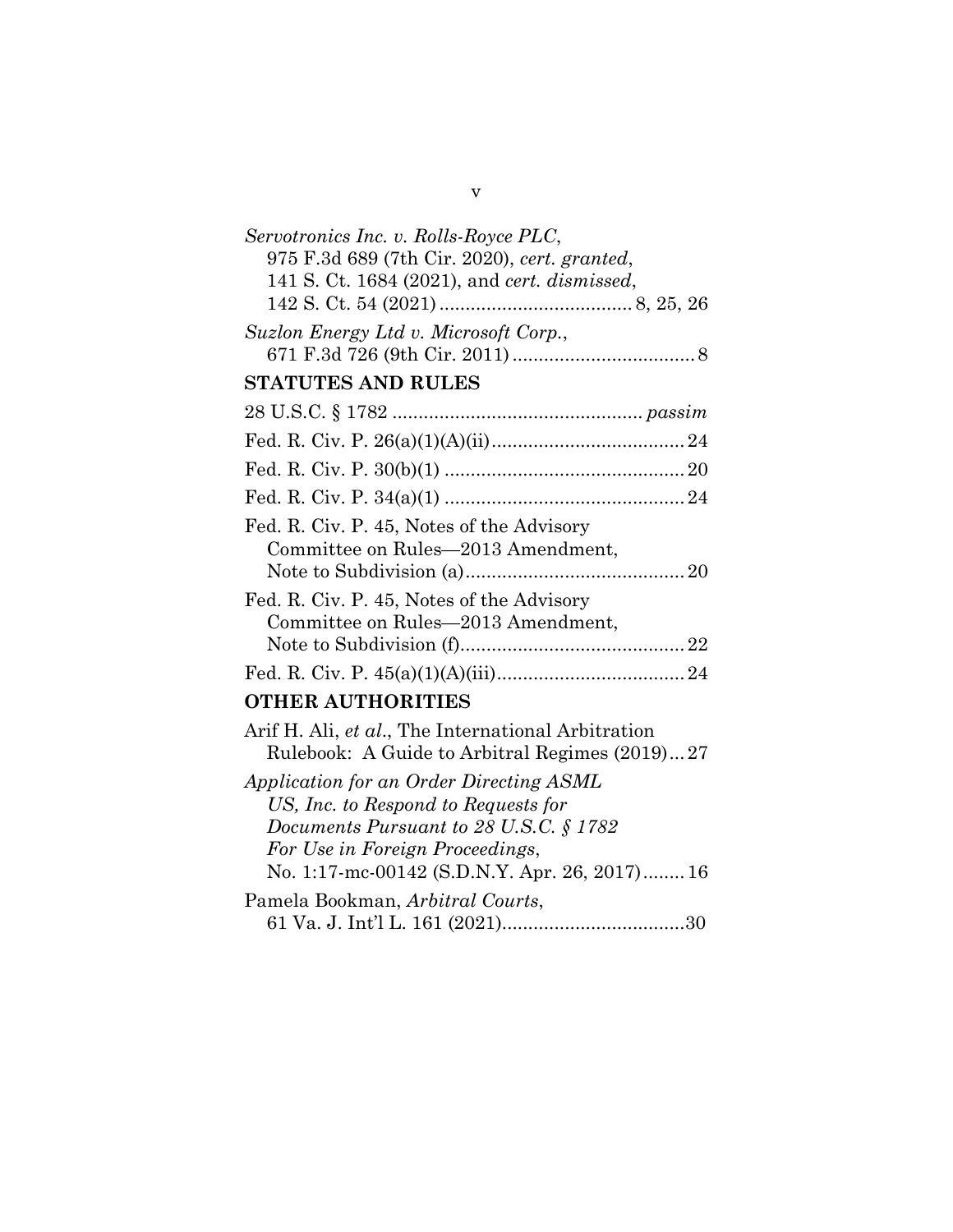*Servotronics Inc. v. Rolls-Royce PLC*,
975 F.3d 689 (7th Cir. 2020), *cert. granted*,
141 S. Ct. 1684 (2021), and *cert. dismissed*,
142 S. Ct. 54 (2021) .................................... 8, 25, 26

*Suzlon Energy Ltd v. Microsoft Corp.*,
671 F.3d 726 (9th Cir. 2011) .................................. 8

## STATUTES AND RULES

28 U.S.C. § 1782 ............................................... *passim*

Fed. R. Civ. P. 26(a)(1)(A)(ii) .................................... 24

Fed. R. Civ. P. 30(b)(1) ............................................. 20

Fed. R. Civ. P. 34(a)(1) ............................................. 24

Fed. R. Civ. P. 45, Notes of the Advisory
Committee on Rules—2013 Amendment,
Note to Subdivision (a) .......................................... 20

Fed. R. Civ. P. 45, Notes of the Advisory
Committee on Rules—2013 Amendment,
Note to Subdivision (f) ........................................... 22

Fed. R. Civ. P. 45(a)(1)(A)(iii) .................................... 24

## OTHER AUTHORITIES

Arif H. Ali, *et al*., The International Arbitration
Rulebook: A Guide to Arbitral Regimes (2019) ... 27

*Application for an Order Directing ASML
US, Inc. to Respond to Requests for
Documents Pursuant to 28 U.S.C. § 1782
For Use in Foreign Proceedings*,
No. 1:17-mc-00142 (S.D.N.Y. Apr. 26, 2017) ........ 16

Pamela Bookman, *Arbitral Courts*,
61 Va. J. Int'l L. 161 (2021) .................................. 30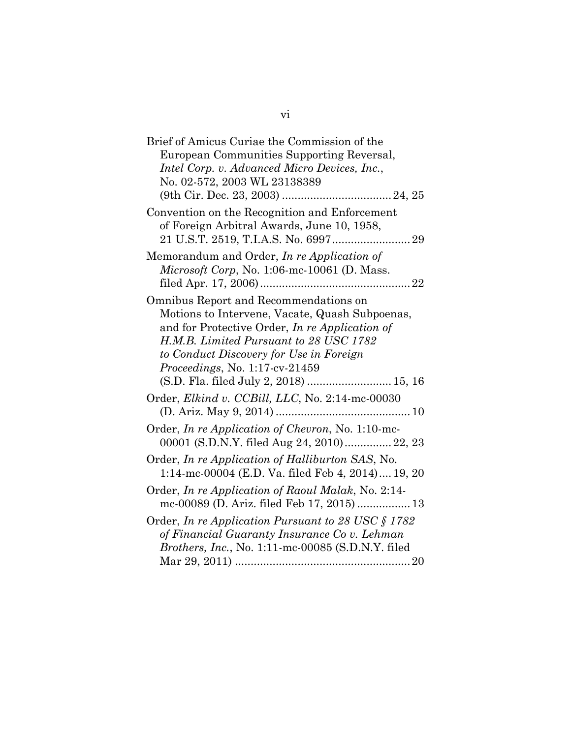Brief of Amicus Curiae the Commission of the European Communities Supporting Reversal, *Intel Corp. v. Advanced Micro Devices, Inc.*, No. 02-572, 2003 WL 23138389 (9th Cir. Dec. 23, 2003) .................................. 24, 25

Convention on the Recognition and Enforcement of Foreign Arbitral Awards, June 10, 1958, 21 U.S.T. 2519, T.I.A.S. No. 6997......................... 29

Memorandum and Order, *In re Application of Microsoft Corp*, No. 1:06-mc-10061 (D. Mass. filed Apr. 17, 2006)................................................ 22

Omnibus Report and Recommendations on Motions to Intervene, Vacate, Quash Subpoenas, and for Protective Order, *In re Application of H.M.B. Limited Pursuant to 28 USC 1782 to Conduct Discovery for Use in Foreign Proceedings*, No. 1:17-cv-21459 (S.D. Fla. filed July 2, 2018) .......................... 15, 16

Order, *Elkind v. CCBill, LLC*, No. 2:14-mc-00030 (D. Ariz. May 9, 2014) ........................................... 10

Order, *In re Application of Chevron*, No. 1:10-mc-00001 (S.D.N.Y. filed Aug 24, 2010)............... 22, 23

Order, *In re Application of Halliburton SAS*, No. 1:14-mc-00004 (E.D. Va. filed Feb 4, 2014).... 19, 20

Order, *In re Application of Raoul Malak*, No. 2:14-mc-00089 (D. Ariz. filed Feb 17, 2015) ................. 13

Order, *In re Application Pursuant to 28 USC § 1782 of Financial Guaranty Insurance Co v. Lehman Brothers, Inc.*, No. 1:11-mc-00085 (S.D.N.Y. filed Mar 29, 2011) ........................................................ 20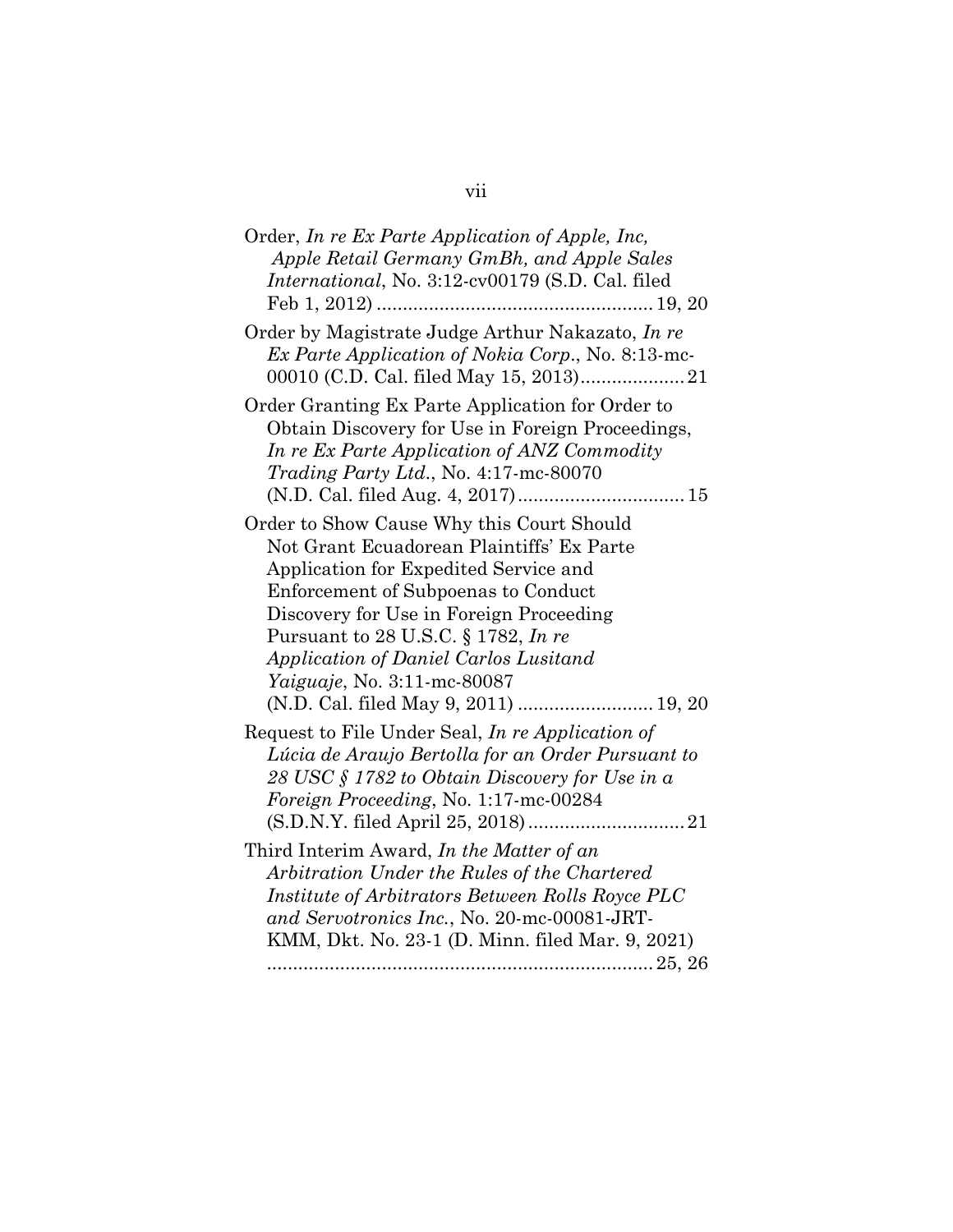Order, *In re Ex Parte Application of Apple, Inc, Apple Retail Germany GmBh, and Apple Sales International*, No. 3:12-cv00179 (S.D. Cal. filed Feb 1, 2012) .................................................... 19, 20

Order by Magistrate Judge Arthur Nakazato, *In re Ex Parte Application of Nokia Corp*., No. 8:13-mc-00010 (C.D. Cal. filed May 15, 2013).................... 21

Order Granting Ex Parte Application for Order to Obtain Discovery for Use in Foreign Proceedings, *In re Ex Parte Application of ANZ Commodity Trading Party Ltd*., No. 4:17-mc-80070 (N.D. Cal. filed Aug. 4, 2017)................................ 15

Order to Show Cause Why this Court Should Not Grant Ecuadorean Plaintiffs' Ex Parte Application for Expedited Service and Enforcement of Subpoenas to Conduct Discovery for Use in Foreign Proceeding Pursuant to 28 U.S.C. § 1782, *In re Application of Daniel Carlos Lusitand Yaiguaje*, No. 3:11-mc-80087 (N.D. Cal. filed May 9, 2011) .......................... 19, 20

Request to File Under Seal, *In re Application of Lúcia de Araujo Bertolla for an Order Pursuant to 28 USC § 1782 to Obtain Discovery for Use in a Foreign Proceeding*, No. 1:17-mc-00284 (S.D.N.Y. filed April 25, 2018).............................. 21

Third Interim Award, *In the Matter of an Arbitration Under the Rules of the Chartered Institute of Arbitrators Between Rolls Royce PLC and Servotronics Inc.*, No. 20-mc-00081-JRT-KMM, Dkt. No. 23-1 (D. Minn. filed Mar. 9, 2021) .......................................................................... 25, 26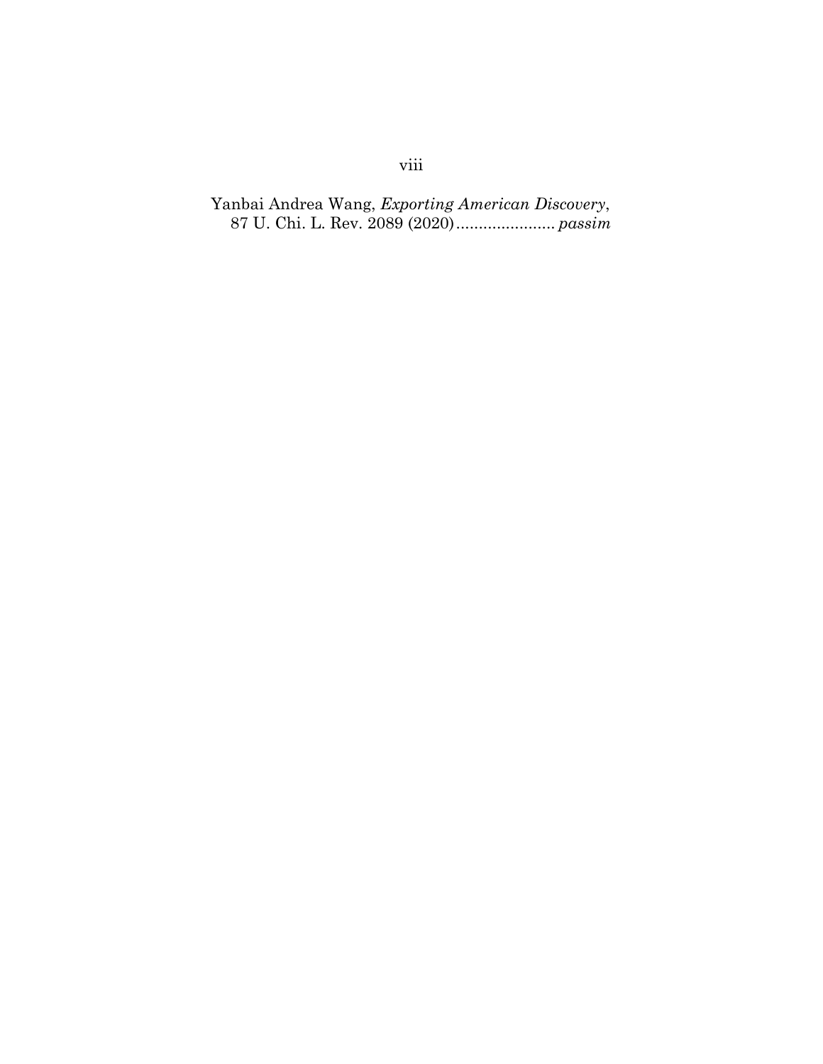Yanbai Andrea Wang, *Exporting American Discovery*, 87 U. Chi. L. Rev. 2089 (2020)...................... *passim*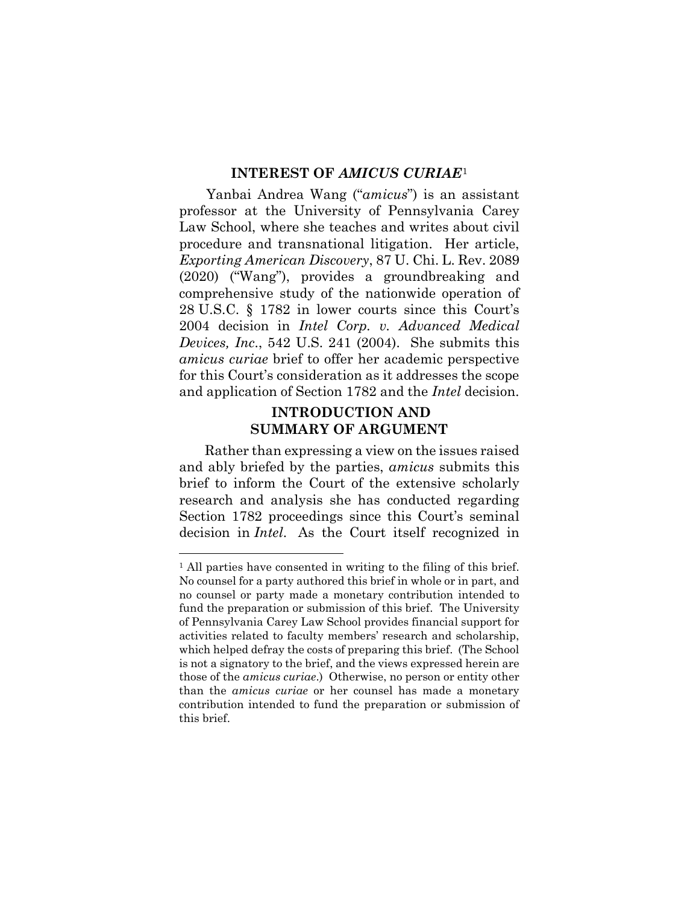## INTEREST OF *AMICUS CURIAE*[1]

Yanbai Andrea Wang ("*amicus*") is an assistant professor at the University of Pennsylvania Carey Law School, where she teaches and writes about civil procedure and transnational litigation. Her article, *Exporting American Discovery*, 87 U. Chi. L. Rev. 2089 (2020) ("Wang"), provides a groundbreaking and comprehensive study of the nationwide operation of 28 U.S.C. § 1782 in lower courts since this Court's 2004 decision in *Intel Corp. v. Advanced Medical Devices, Inc.*, 542 U.S. 241 (2004). She submits this *amicus curiae* brief to offer her academic perspective for this Court's consideration as it addresses the scope and application of Section 1782 and the *Intel* decision.

## INTRODUCTION AND SUMMARY OF ARGUMENT

Rather than expressing a view on the issues raised and ably briefed by the parties, *amicus* submits this brief to inform the Court of the extensive scholarly research and analysis she has conducted regarding Section 1782 proceedings since this Court's seminal decision in *Intel*. As the Court itself recognized in

---

[1] All parties have consented in writing to the filing of this brief. No counsel for a party authored this brief in whole or in part, and no counsel or party made a monetary contribution intended to fund the preparation or submission of this brief. The University of Pennsylvania Carey Law School provides financial support for activities related to faculty members' research and scholarship, which helped defray the costs of preparing this brief. (The School is not a signatory to the brief, and the views expressed herein are those of the *amicus curiae*.) Otherwise, no person or entity other than the *amicus curiae* or her counsel has made a monetary contribution intended to fund the preparation or submission of this brief.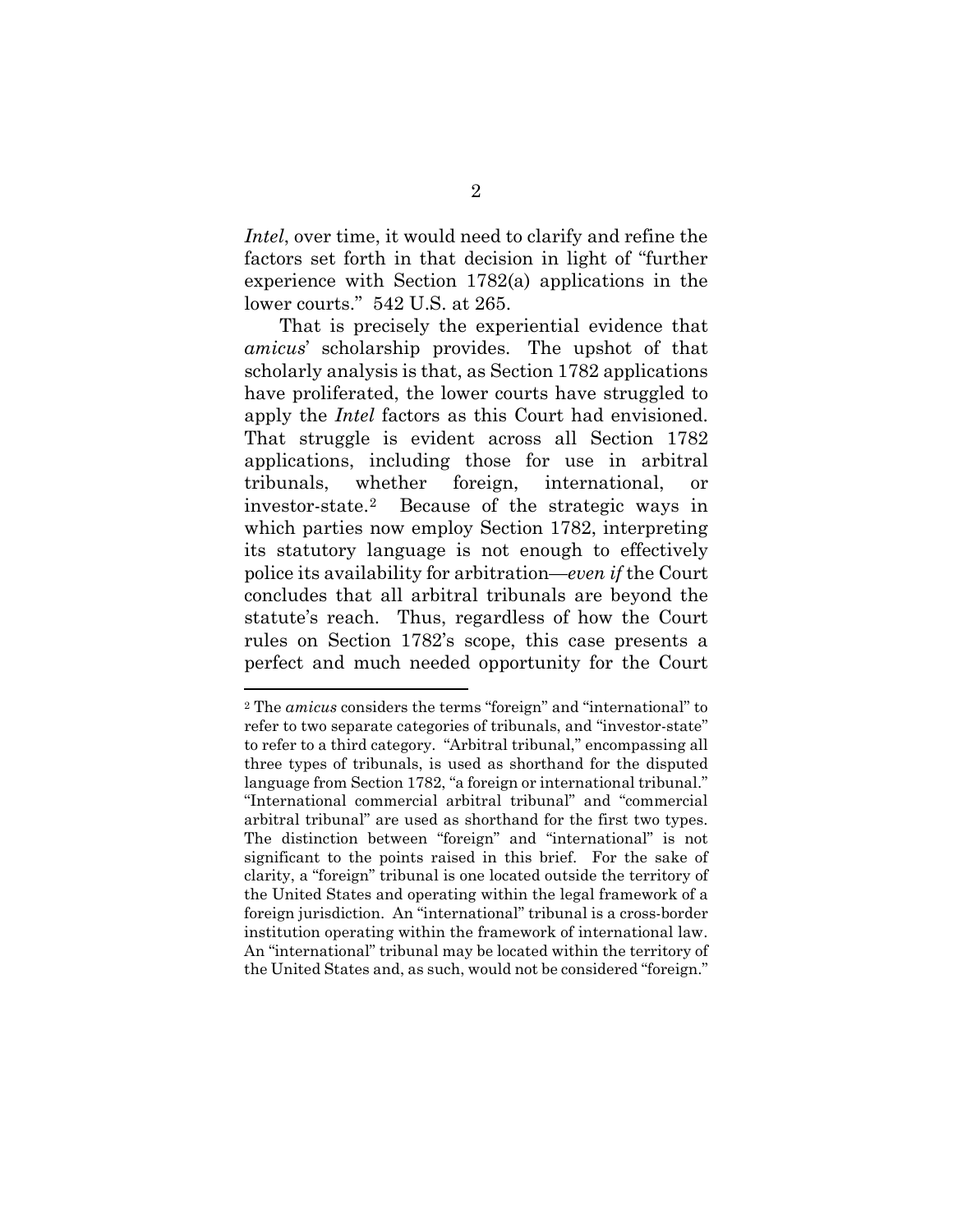*Intel*, over time, it would need to clarify and refine the factors set forth in that decision in light of "further experience with Section 1782(a) applications in the lower courts." 542 U.S. at 265.

That is precisely the experiential evidence that *amicus*' scholarship provides. The upshot of that scholarly analysis is that, as Section 1782 applications have proliferated, the lower courts have struggled to apply the *Intel* factors as this Court had envisioned. That struggle is evident across all Section 1782 applications, including those for use in arbitral tribunals, whether foreign, international, or investor-state.[2] Because of the strategic ways in which parties now employ Section 1782, interpreting its statutory language is not enough to effectively police its availability for arbitration—*even if* the Court concludes that all arbitral tribunals are beyond the statute's reach. Thus, regardless of how the Court rules on Section 1782's scope, this case presents a perfect and much needed opportunity for the Court

---

[2] The *amicus* considers the terms "foreign" and "international" to refer to two separate categories of tribunals, and "investor-state" to refer to a third category. "Arbitral tribunal," encompassing all three types of tribunals, is used as shorthand for the disputed language from Section 1782, "a foreign or international tribunal." "International commercial arbitral tribunal" and "commercial arbitral tribunal" are used as shorthand for the first two types. The distinction between "foreign" and "international" is not significant to the points raised in this brief. For the sake of clarity, a "foreign" tribunal is one located outside the territory of the United States and operating within the legal framework of a foreign jurisdiction. An "international" tribunal is a cross-border institution operating within the framework of international law. An "international" tribunal may be located within the territory of the United States and, as such, would not be considered "foreign."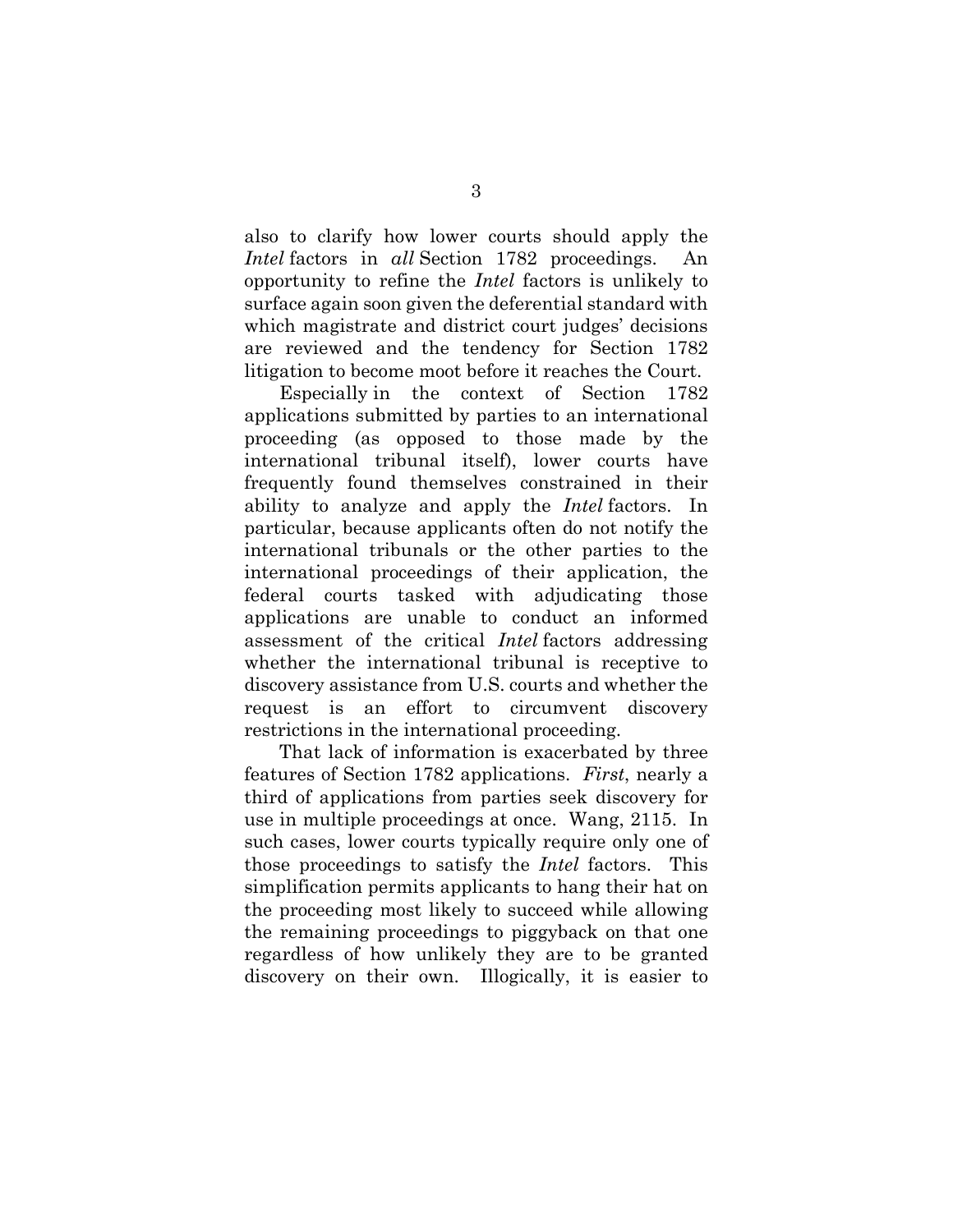also to clarify how lower courts should apply the *Intel* factors in *all* Section 1782 proceedings. An opportunity to refine the *Intel* factors is unlikely to surface again soon given the deferential standard with which magistrate and district court judges' decisions are reviewed and the tendency for Section 1782 litigation to become moot before it reaches the Court.

Especially in the context of Section 1782 applications submitted by parties to an international proceeding (as opposed to those made by the international tribunal itself), lower courts have frequently found themselves constrained in their ability to analyze and apply the *Intel* factors. In particular, because applicants often do not notify the international tribunals or the other parties to the international proceedings of their application, the federal courts tasked with adjudicating those applications are unable to conduct an informed assessment of the critical *Intel* factors addressing whether the international tribunal is receptive to discovery assistance from U.S. courts and whether the request is an effort to circumvent discovery restrictions in the international proceeding.

That lack of information is exacerbated by three features of Section 1782 applications. *First*, nearly a third of applications from parties seek discovery for use in multiple proceedings at once. Wang, 2115. In such cases, lower courts typically require only one of those proceedings to satisfy the *Intel* factors. This simplification permits applicants to hang their hat on the proceeding most likely to succeed while allowing the remaining proceedings to piggyback on that one regardless of how unlikely they are to be granted discovery on their own. Illogically, it is easier to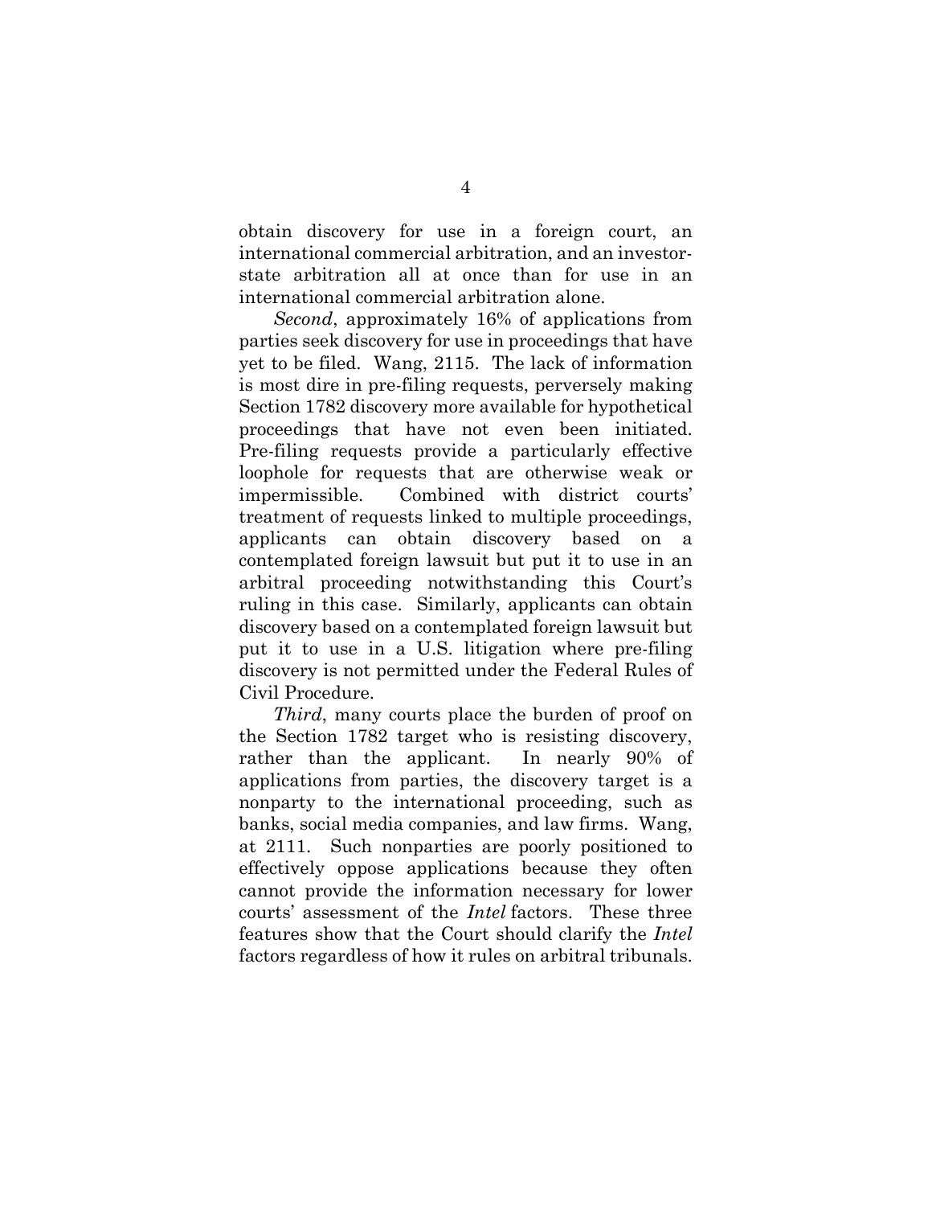obtain discovery for use in a foreign court, an international commercial arbitration, and an investor-state arbitration all at once than for use in an international commercial arbitration alone.

*Second*, approximately 16% of applications from parties seek discovery for use in proceedings that have yet to be filed. Wang, 2115. The lack of information is most dire in pre-filing requests, perversely making Section 1782 discovery more available for hypothetical proceedings that have not even been initiated. Pre-filing requests provide a particularly effective loophole for requests that are otherwise weak or impermissible. Combined with district courts' treatment of requests linked to multiple proceedings, applicants can obtain discovery based on a contemplated foreign lawsuit but put it to use in an arbitral proceeding notwithstanding this Court's ruling in this case. Similarly, applicants can obtain discovery based on a contemplated foreign lawsuit but put it to use in a U.S. litigation where pre-filing discovery is not permitted under the Federal Rules of Civil Procedure.

*Third*, many courts place the burden of proof on the Section 1782 target who is resisting discovery, rather than the applicant. In nearly 90% of applications from parties, the discovery target is a nonparty to the international proceeding, such as banks, social media companies, and law firms. Wang, at 2111. Such nonparties are poorly positioned to effectively oppose applications because they often cannot provide the information necessary for lower courts' assessment of the *Intel* factors. These three features show that the Court should clarify the *Intel* factors regardless of how it rules on arbitral tribunals.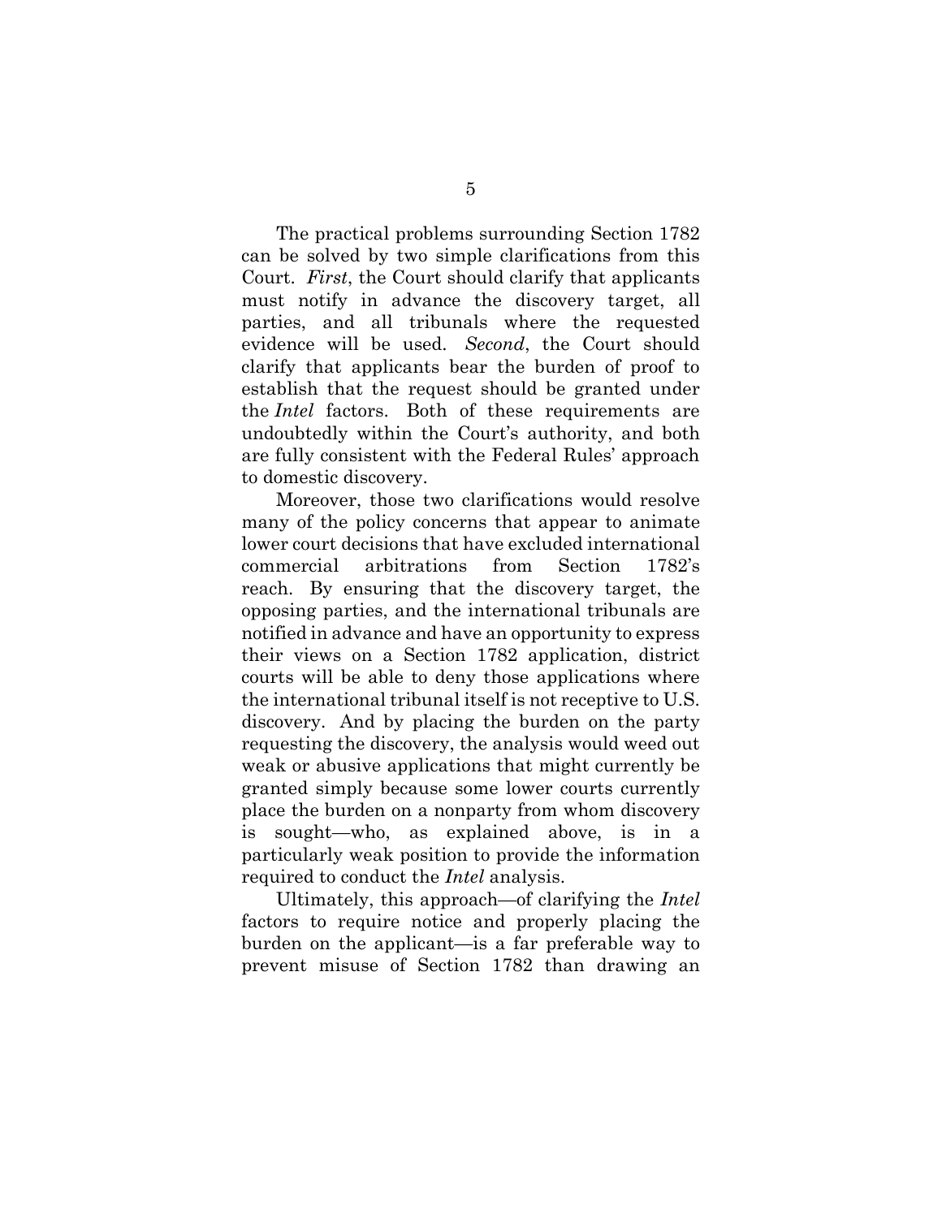The practical problems surrounding Section 1782 can be solved by two simple clarifications from this Court. *First*, the Court should clarify that applicants must notify in advance the discovery target, all parties, and all tribunals where the requested evidence will be used. *Second*, the Court should clarify that applicants bear the burden of proof to establish that the request should be granted under the *Intel* factors. Both of these requirements are undoubtedly within the Court's authority, and both are fully consistent with the Federal Rules' approach to domestic discovery.

Moreover, those two clarifications would resolve many of the policy concerns that appear to animate lower court decisions that have excluded international commercial arbitrations from Section 1782's reach. By ensuring that the discovery target, the opposing parties, and the international tribunals are notified in advance and have an opportunity to express their views on a Section 1782 application, district courts will be able to deny those applications where the international tribunal itself is not receptive to U.S. discovery. And by placing the burden on the party requesting the discovery, the analysis would weed out weak or abusive applications that might currently be granted simply because some lower courts currently place the burden on a nonparty from whom discovery is sought—who, as explained above, is in a particularly weak position to provide the information required to conduct the *Intel* analysis.

Ultimately, this approach—of clarifying the *Intel* factors to require notice and properly placing the burden on the applicant—is a far preferable way to prevent misuse of Section 1782 than drawing an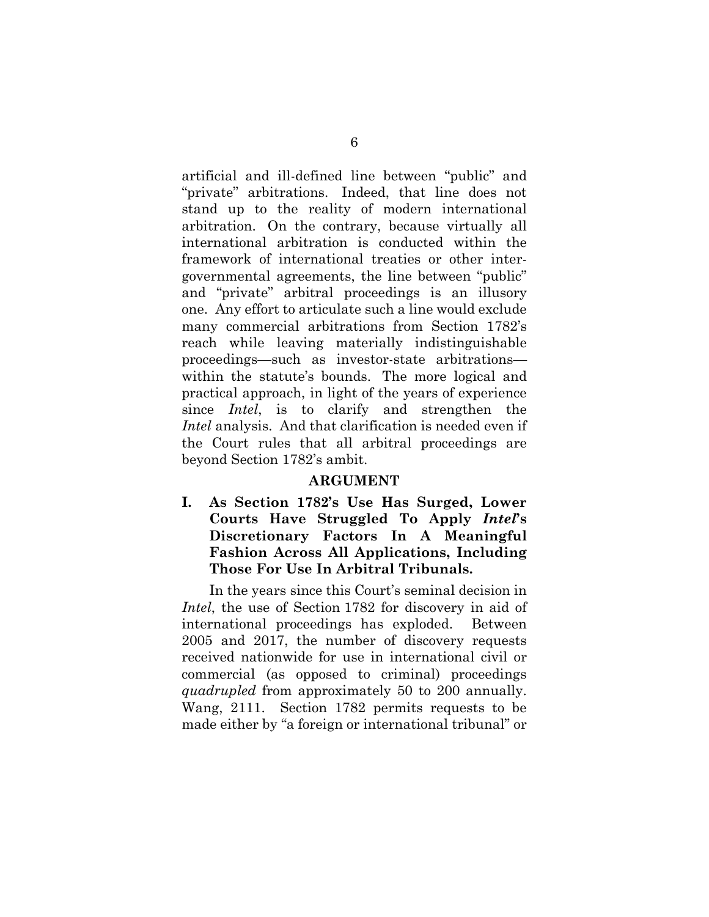artificial and ill-defined line between "public" and "private" arbitrations. Indeed, that line does not stand up to the reality of modern international arbitration. On the contrary, because virtually all international arbitration is conducted within the framework of international treaties or other inter-governmental agreements, the line between "public" and "private" arbitral proceedings is an illusory one. Any effort to articulate such a line would exclude many commercial arbitrations from Section 1782's reach while leaving materially indistinguishable proceedings—such as investor-state arbitrations—within the statute's bounds. The more logical and practical approach, in light of the years of experience since *Intel*, is to clarify and strengthen the *Intel* analysis. And that clarification is needed even if the Court rules that all arbitral proceedings are beyond Section 1782's ambit.

## ARGUMENT

### I. As Section 1782's Use Has Surged, Lower Courts Have Struggled To Apply *Intel*'s Discretionary Factors In A Meaningful Fashion Across All Applications, Including Those For Use In Arbitral Tribunals.

In the years since this Court's seminal decision in *Intel*, the use of Section 1782 for discovery in aid of international proceedings has exploded. Between 2005 and 2017, the number of discovery requests received nationwide for use in international civil or commercial (as opposed to criminal) proceedings *quadrupled* from approximately 50 to 200 annually. Wang, 2111. Section 1782 permits requests to be made either by "a foreign or international tribunal" or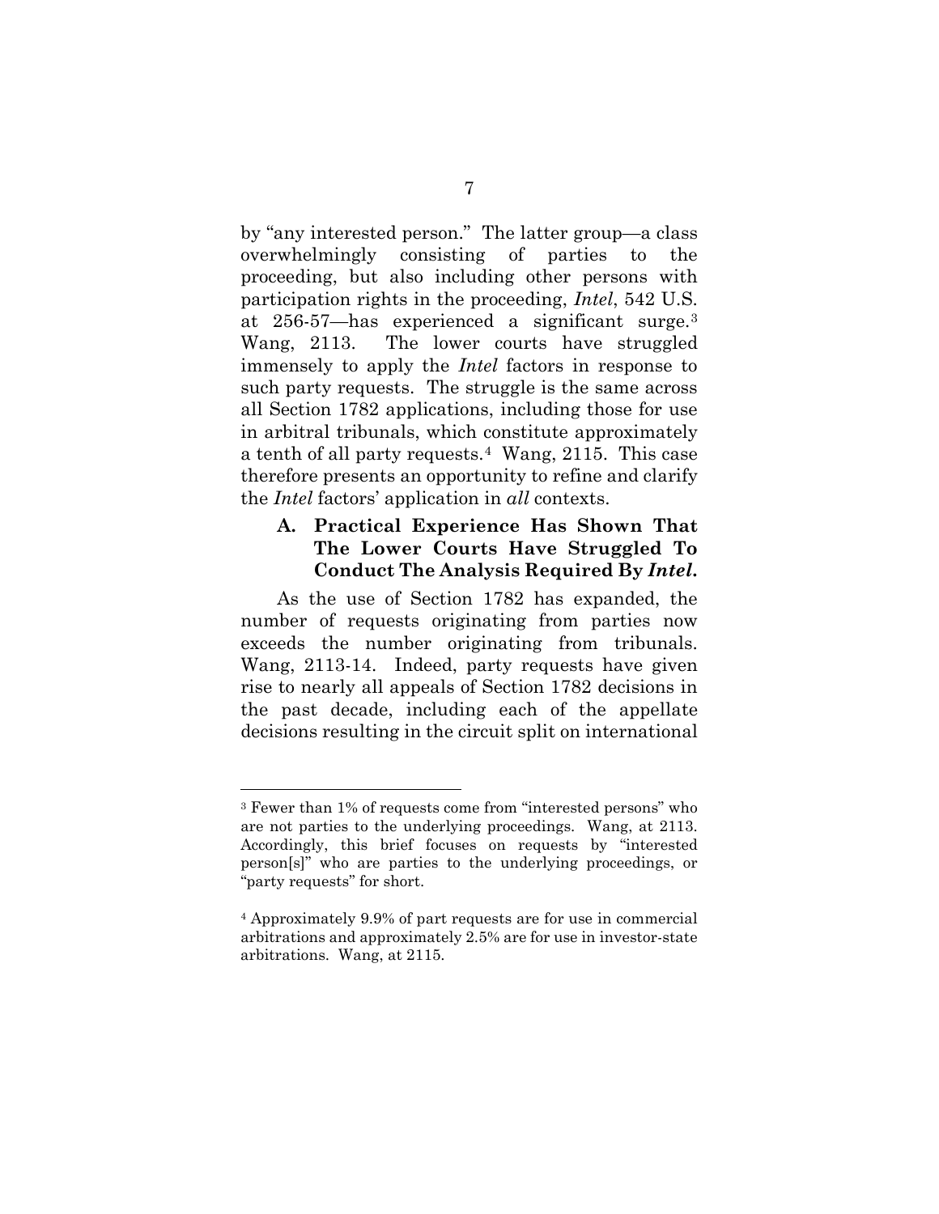by "any interested person." The latter group—a class overwhelmingly consisting of parties to the proceeding, but also including other persons with participation rights in the proceeding, *Intel*, 542 U.S. at 256-57—has experienced a significant surge.[3] Wang, 2113. The lower courts have struggled immensely to apply the *Intel* factors in response to such party requests. The struggle is the same across all Section 1782 applications, including those for use in arbitral tribunals, which constitute approximately a tenth of all party requests.[4] Wang, 2115. This case therefore presents an opportunity to refine and clarify the *Intel* factors' application in *all* contexts.

### A. Practical Experience Has Shown That The Lower Courts Have Struggled To Conduct The Analysis Required By *Intel*.

As the use of Section 1782 has expanded, the number of requests originating from parties now exceeds the number originating from tribunals. Wang, 2113-14. Indeed, party requests have given rise to nearly all appeals of Section 1782 decisions in the past decade, including each of the appellate decisions resulting in the circuit split on international

---

[3] Fewer than 1% of requests come from "interested persons" who are not parties to the underlying proceedings. Wang, at 2113. Accordingly, this brief focuses on requests by "interested person[s]" who are parties to the underlying proceedings, or "party requests" for short.

[4] Approximately 9.9% of part requests are for use in commercial arbitrations and approximately 2.5% are for use in investor-state arbitrations. Wang, at 2115.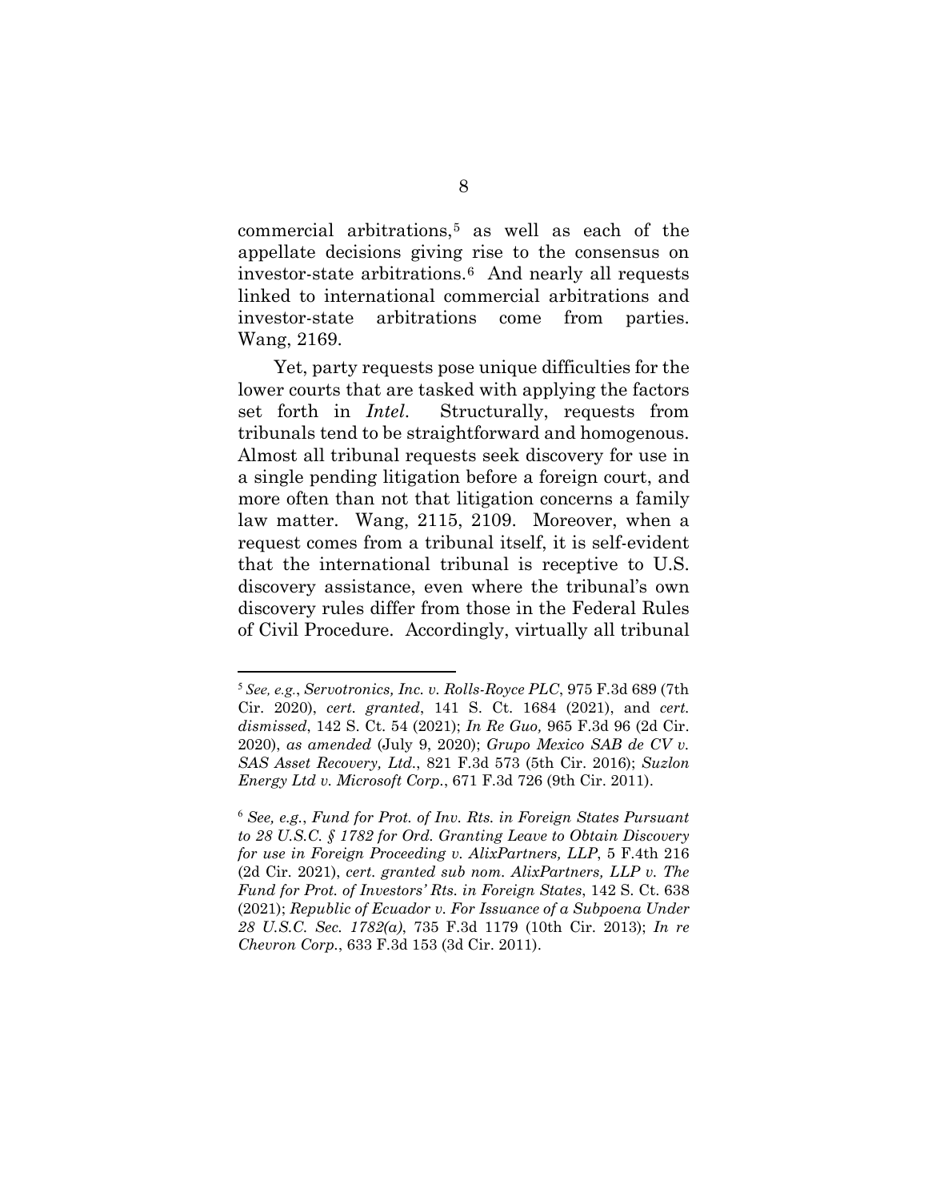commercial arbitrations,[5] as well as each of the appellate decisions giving rise to the consensus on investor-state arbitrations.[6] And nearly all requests linked to international commercial arbitrations and investor-state arbitrations come from parties. Wang, 2169.

Yet, party requests pose unique difficulties for the lower courts that are tasked with applying the factors set forth in *Intel*. Structurally, requests from tribunals tend to be straightforward and homogenous. Almost all tribunal requests seek discovery for use in a single pending litigation before a foreign court, and more often than not that litigation concerns a family law matter. Wang, 2115, 2109. Moreover, when a request comes from a tribunal itself, it is self-evident that the international tribunal is receptive to U.S. discovery assistance, even where the tribunal's own discovery rules differ from those in the Federal Rules of Civil Procedure. Accordingly, virtually all tribunal

---

[5] *See, e.g.*, *Servotronics, Inc. v. Rolls-Royce PLC*, 975 F.3d 689 (7th Cir. 2020), *cert. granted*, 141 S. Ct. 1684 (2021), and *cert. dismissed*, 142 S. Ct. 54 (2021); *In Re Guo,* 965 F.3d 96 (2d Cir. 2020), *as amended* (July 9, 2020); *Grupo Mexico SAB de CV v. SAS Asset Recovery, Ltd.*, 821 F.3d 573 (5th Cir. 2016); *Suzlon Energy Ltd v. Microsoft Corp.*, 671 F.3d 726 (9th Cir. 2011).

[6] *See, e.g.*, *Fund for Prot. of Inv. Rts. in Foreign States Pursuant to 28 U.S.C. § 1782 for Ord. Granting Leave to Obtain Discovery for use in Foreign Proceeding v. AlixPartners, LLP*, 5 F.4th 216 (2d Cir. 2021), *cert. granted sub nom. AlixPartners, LLP v. The Fund for Prot. of Investors' Rts. in Foreign States*, 142 S. Ct. 638 (2021); *Republic of Ecuador v. For Issuance of a Subpoena Under 28 U.S.C. Sec. 1782(a)*, 735 F.3d 1179 (10th Cir. 2013); *In re Chevron Corp.*, 633 F.3d 153 (3d Cir. 2011).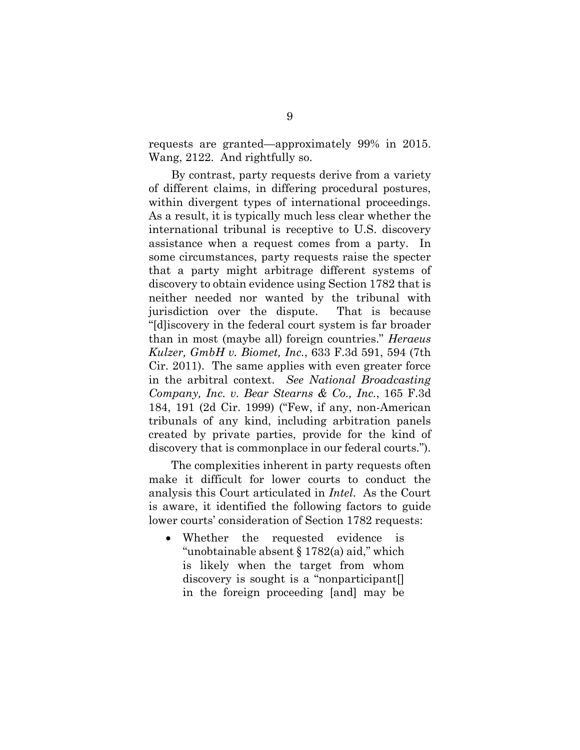requests are granted—approximately 99% in 2015. Wang, 2122. And rightfully so.

By contrast, party requests derive from a variety of different claims, in differing procedural postures, within divergent types of international proceedings. As a result, it is typically much less clear whether the international tribunal is receptive to U.S. discovery assistance when a request comes from a party. In some circumstances, party requests raise the specter that a party might arbitrage different systems of discovery to obtain evidence using Section 1782 that is neither needed nor wanted by the tribunal with jurisdiction over the dispute. That is because "[d]iscovery in the federal court system is far broader than in most (maybe all) foreign countries." *Heraeus Kulzer, GmbH v. Biomet, Inc.*, 633 F.3d 591, 594 (7th Cir. 2011). The same applies with even greater force in the arbitral context. *See National Broadcasting Company, Inc. v. Bear Stearns & Co., Inc.*, 165 F.3d 184, 191 (2d Cir. 1999) ("Few, if any, non-American tribunals of any kind, including arbitration panels created by private parties, provide for the kind of discovery that is commonplace in our federal courts.").

The complexities inherent in party requests often make it difficult for lower courts to conduct the analysis this Court articulated in *Intel*. As the Court is aware, it identified the following factors to guide lower courts' consideration of Section 1782 requests:

- Whether the requested evidence is "unobtainable absent § 1782(a) aid," which is likely when the target from whom discovery is sought is a "nonparticipant[] in the foreign proceeding [and] may be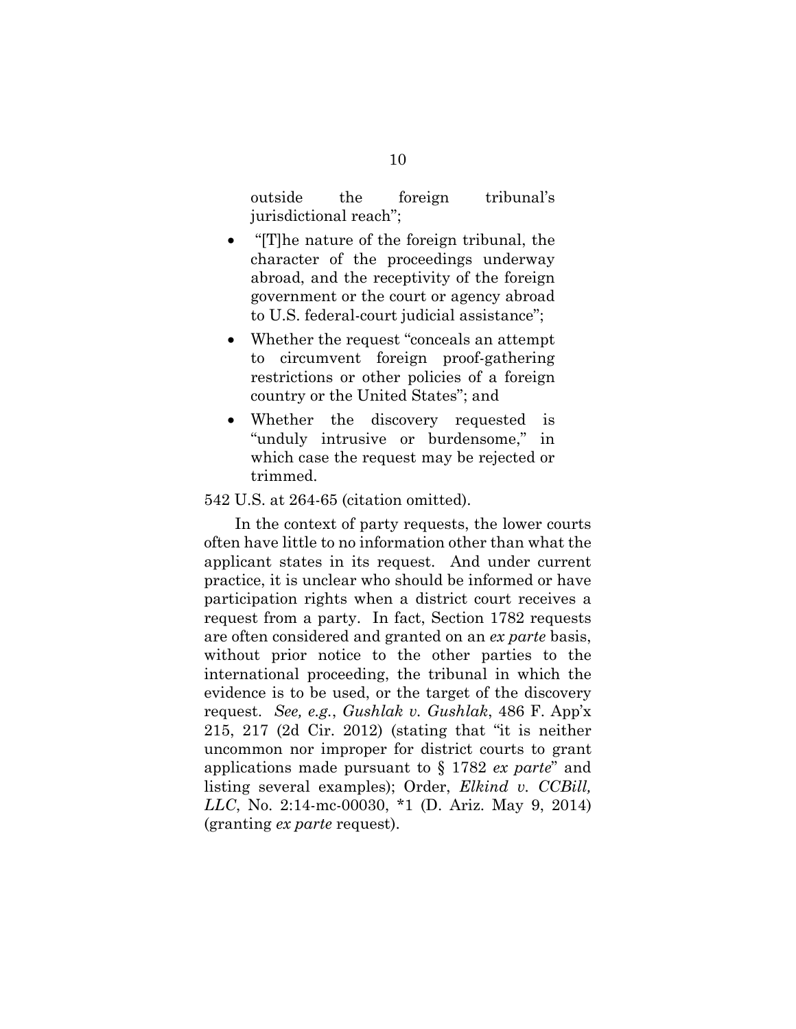outside the foreign tribunal's jurisdictional reach";

- "[T]he nature of the foreign tribunal, the character of the proceedings underway abroad, and the receptivity of the foreign government or the court or agency abroad to U.S. federal-court judicial assistance";
- Whether the request "conceals an attempt to circumvent foreign proof-gathering restrictions or other policies of a foreign country or the United States"; and
- Whether the discovery requested is "unduly intrusive or burdensome," in which case the request may be rejected or trimmed.

542 U.S. at 264-65 (citation omitted).

In the context of party requests, the lower courts often have little to no information other than what the applicant states in its request. And under current practice, it is unclear who should be informed or have participation rights when a district court receives a request from a party. In fact, Section 1782 requests are often considered and granted on an *ex parte* basis, without prior notice to the other parties to the international proceeding, the tribunal in which the evidence is to be used, or the target of the discovery request. *See, e.g.*, *Gushlak v. Gushlak*, 486 F. App'x 215, 217 (2d Cir. 2012) (stating that "it is neither uncommon nor improper for district courts to grant applications made pursuant to § 1782 *ex parte*" and listing several examples); Order, *Elkind v. CCBill, LLC*, No. 2:14-mc-00030, *1 (D. Ariz. May 9, 2014) (granting *ex parte* request).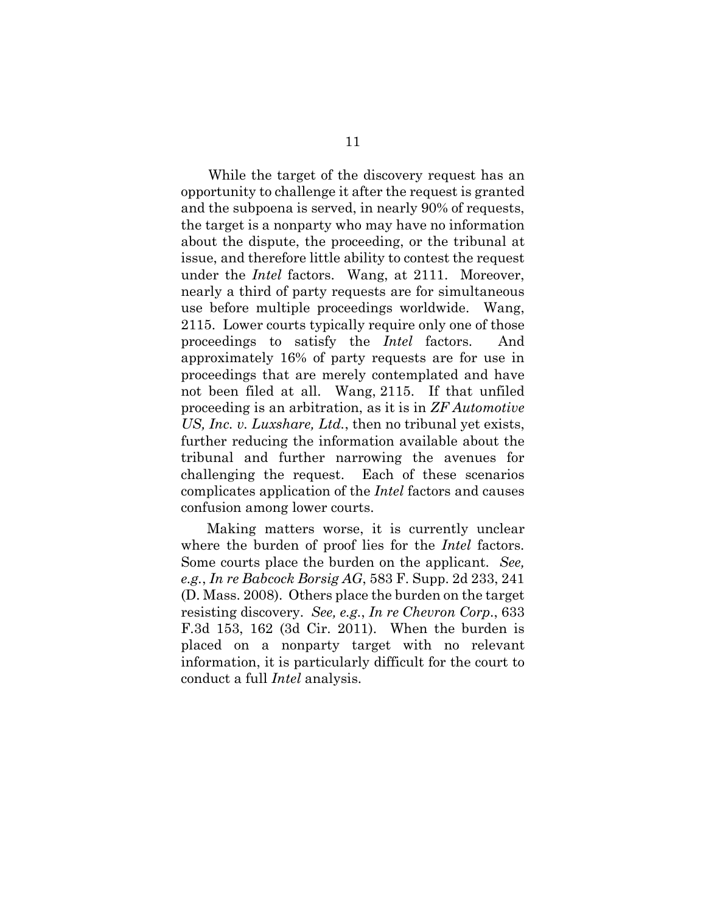While the target of the discovery request has an opportunity to challenge it after the request is granted and the subpoena is served, in nearly 90% of requests, the target is a nonparty who may have no information about the dispute, the proceeding, or the tribunal at issue, and therefore little ability to contest the request under the *Intel* factors. Wang, at 2111. Moreover, nearly a third of party requests are for simultaneous use before multiple proceedings worldwide. Wang, 2115. Lower courts typically require only one of those proceedings to satisfy the *Intel* factors. And approximately 16% of party requests are for use in proceedings that are merely contemplated and have not been filed at all. Wang, 2115. If that unfiled proceeding is an arbitration, as it is in *ZF Automotive US, Inc. v. Luxshare, Ltd.*, then no tribunal yet exists, further reducing the information available about the tribunal and further narrowing the avenues for challenging the request. Each of these scenarios complicates application of the *Intel* factors and causes confusion among lower courts.

Making matters worse, it is currently unclear where the burden of proof lies for the *Intel* factors. Some courts place the burden on the applicant. *See, e.g.*, *In re Babcock Borsig AG*, 583 F. Supp. 2d 233, 241 (D. Mass. 2008). Others place the burden on the target resisting discovery. *See, e.g.*, *In re Chevron Corp.*, 633 F.3d 153, 162 (3d Cir. 2011). When the burden is placed on a nonparty target with no relevant information, it is particularly difficult for the court to conduct a full *Intel* analysis.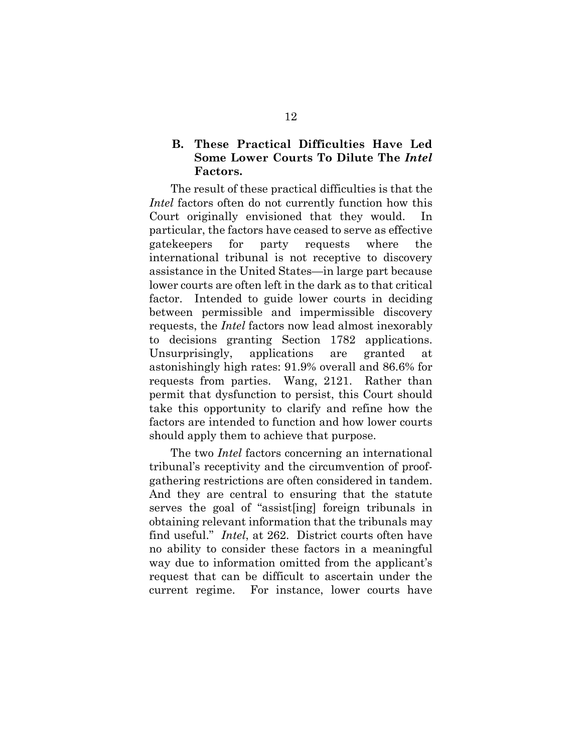### B. These Practical Difficulties Have Led Some Lower Courts To Dilute The *Intel* Factors.

The result of these practical difficulties is that the *Intel* factors often do not currently function how this Court originally envisioned that they would. In particular, the factors have ceased to serve as effective gatekeepers for party requests where the international tribunal is not receptive to discovery assistance in the United States—in large part because lower courts are often left in the dark as to that critical factor. Intended to guide lower courts in deciding between permissible and impermissible discovery requests, the *Intel* factors now lead almost inexorably to decisions granting Section 1782 applications. Unsurprisingly, applications are granted at astonishingly high rates: 91.9% overall and 86.6% for requests from parties. Wang, 2121. Rather than permit that dysfunction to persist, this Court should take this opportunity to clarify and refine how the factors are intended to function and how lower courts should apply them to achieve that purpose.

The two *Intel* factors concerning an international tribunal's receptivity and the circumvention of proof-gathering restrictions are often considered in tandem. And they are central to ensuring that the statute serves the goal of "assist[ing] foreign tribunals in obtaining relevant information that the tribunals may find useful." *Intel*, at 262. District courts often have no ability to consider these factors in a meaningful way due to information omitted from the applicant's request that can be difficult to ascertain under the current regime. For instance, lower courts have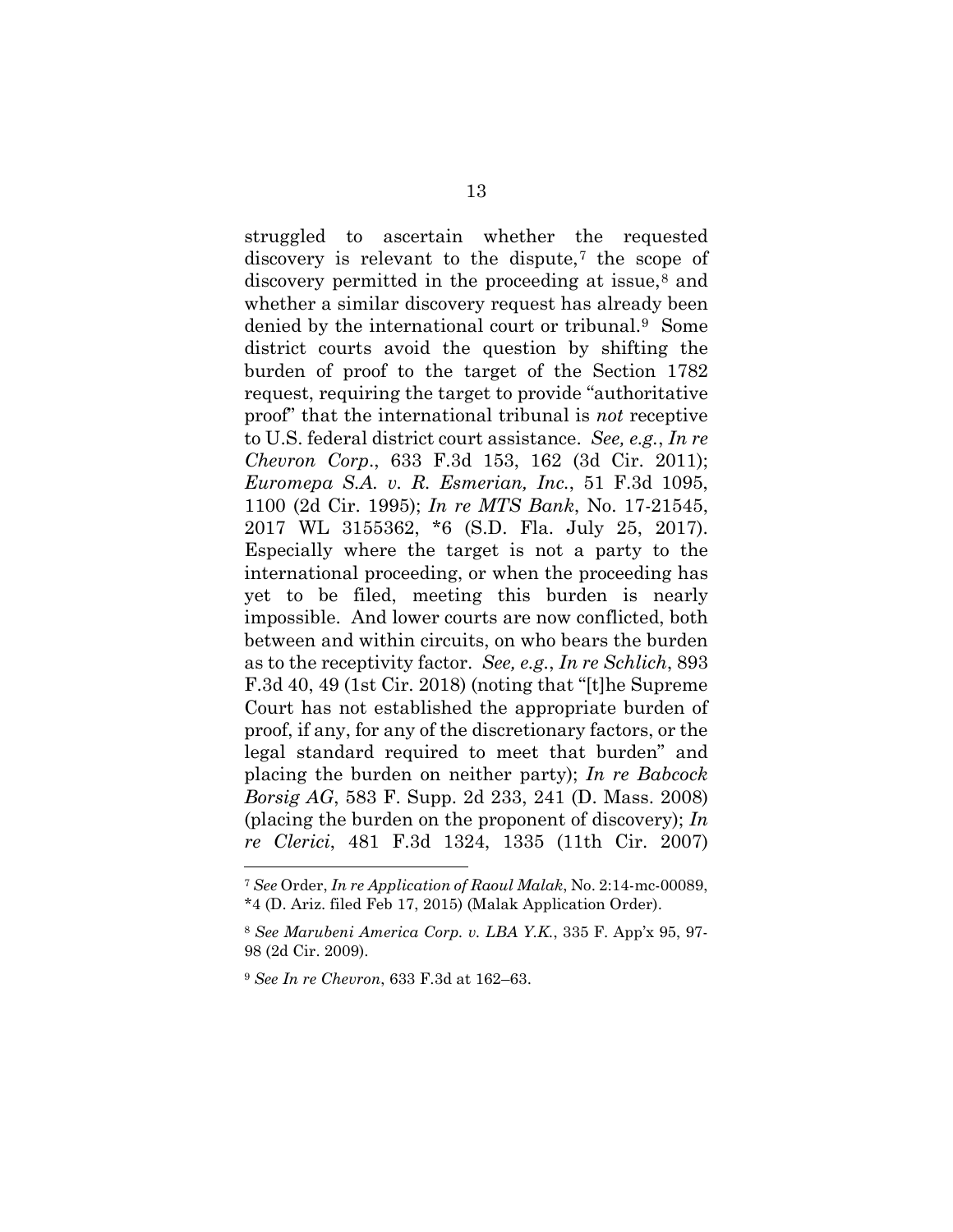struggled to ascertain whether the requested discovery is relevant to the dispute,[7] the scope of discovery permitted in the proceeding at issue,[8] and whether a similar discovery request has already been denied by the international court or tribunal.[9] Some district courts avoid the question by shifting the burden of proof to the target of the Section 1782 request, requiring the target to provide "authoritative proof" that the international tribunal is *not* receptive to U.S. federal district court assistance. *See, e.g.*, *In re Chevron Corp.*, 633 F.3d 153, 162 (3d Cir. 2011); *Euromepa S.A. v. R. Esmerian, Inc.*, 51 F.3d 1095, 1100 (2d Cir. 1995); *In re MTS Bank*, No. 17-21545, 2017 WL 3155362, *6 (S.D. Fla. July 25, 2017). Especially where the target is not a party to the international proceeding, or when the proceeding has yet to be filed, meeting this burden is nearly impossible. And lower courts are now conflicted, both between and within circuits, on who bears the burden as to the receptivity factor. *See, e.g.*, *In re Schlich*, 893 F.3d 40, 49 (1st Cir. 2018) (noting that "[t]he Supreme Court has not established the appropriate burden of proof, if any, for any of the discretionary factors, or the legal standard required to meet that burden" and placing the burden on neither party); *In re Babcock Borsig AG*, 583 F. Supp. 2d 233, 241 (D. Mass. 2008) (placing the burden on the proponent of discovery); *In re Clerici*, 481 F.3d 1324, 1335 (11th Cir. 2007)

---

[7] *See* Order, *In re Application of Raoul Malak*, No. 2:14-mc-00089, *4 (D. Ariz. filed Feb 17, 2015) (Malak Application Order).

[8] *See Marubeni America Corp. v. LBA Y.K.*, 335 F. App'x 95, 97-98 (2d Cir. 2009).

[9] *See In re Chevron*, 633 F.3d at 162–63.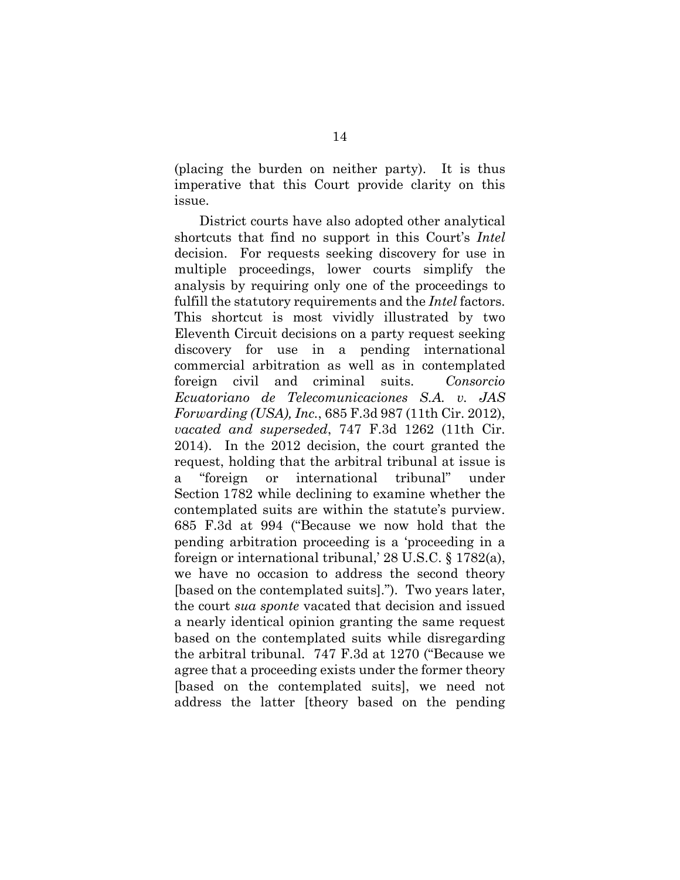(placing the burden on neither party). It is thus imperative that this Court provide clarity on this issue.

District courts have also adopted other analytical shortcuts that find no support in this Court's *Intel* decision. For requests seeking discovery for use in multiple proceedings, lower courts simplify the analysis by requiring only one of the proceedings to fulfill the statutory requirements and the *Intel* factors. This shortcut is most vividly illustrated by two Eleventh Circuit decisions on a party request seeking discovery for use in a pending international commercial arbitration as well as in contemplated foreign civil and criminal suits. *Consorcio Ecuatoriano de Telecomunicaciones S.A. v. JAS Forwarding (USA), Inc.*, 685 F.3d 987 (11th Cir. 2012), *vacated and superseded*, 747 F.3d 1262 (11th Cir. 2014). In the 2012 decision, the court granted the request, holding that the arbitral tribunal at issue is a "foreign or international tribunal" under Section 1782 while declining to examine whether the contemplated suits are within the statute's purview. 685 F.3d at 994 ("Because we now hold that the pending arbitration proceeding is a 'proceeding in a foreign or international tribunal,' 28 U.S.C. § 1782(a), we have no occasion to address the second theory [based on the contemplated suits]."). Two years later, the court *sua sponte* vacated that decision and issued a nearly identical opinion granting the same request based on the contemplated suits while disregarding the arbitral tribunal. 747 F.3d at 1270 ("Because we agree that a proceeding exists under the former theory [based on the contemplated suits], we need not address the latter [theory based on the pending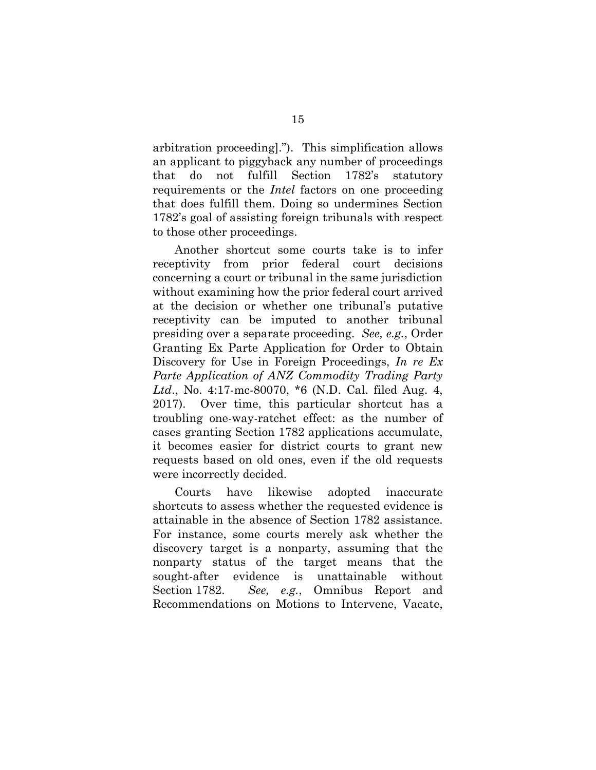arbitration proceeding]."). This simplification allows an applicant to piggyback any number of proceedings that do not fulfill Section 1782's statutory requirements or the *Intel* factors on one proceeding that does fulfill them. Doing so undermines Section 1782's goal of assisting foreign tribunals with respect to those other proceedings.

Another shortcut some courts take is to infer receptivity from prior federal court decisions concerning a court or tribunal in the same jurisdiction without examining how the prior federal court arrived at the decision or whether one tribunal's putative receptivity can be imputed to another tribunal presiding over a separate proceeding. *See, e.g.*, Order Granting Ex Parte Application for Order to Obtain Discovery for Use in Foreign Proceedings, *In re Ex Parte Application of ANZ Commodity Trading Party Ltd*., No. 4:17-mc-80070, *6 (N.D. Cal. filed Aug. 4, 2017). Over time, this particular shortcut has a troubling one-way-ratchet effect: as the number of cases granting Section 1782 applications accumulate, it becomes easier for district courts to grant new requests based on old ones, even if the old requests were incorrectly decided.

Courts have likewise adopted inaccurate shortcuts to assess whether the requested evidence is attainable in the absence of Section 1782 assistance. For instance, some courts merely ask whether the discovery target is a nonparty, assuming that the nonparty status of the target means that the sought-after evidence is unattainable without Section 1782. *See, e.g.*, Omnibus Report and Recommendations on Motions to Intervene, Vacate,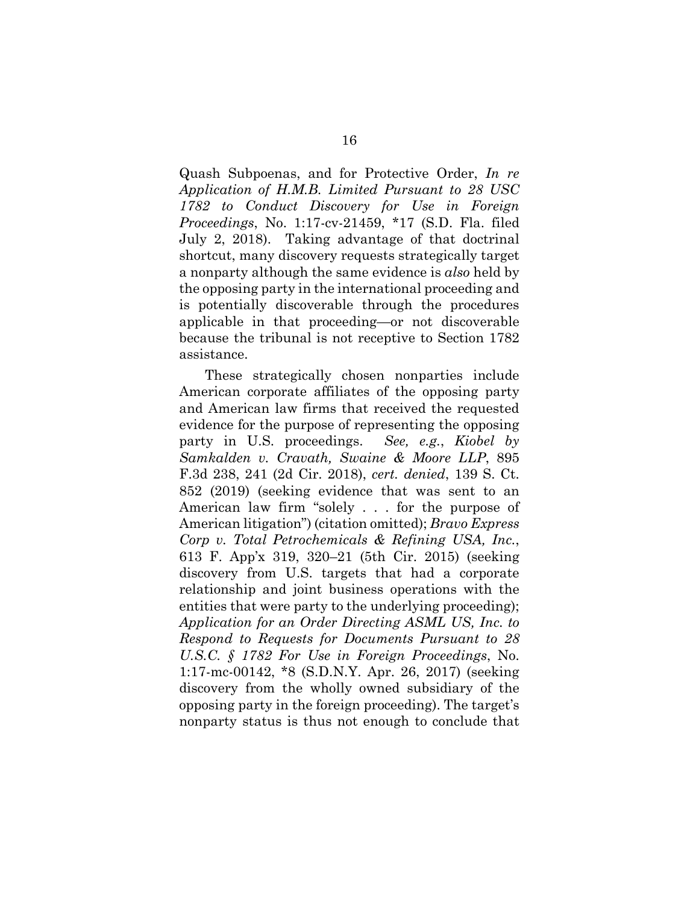Quash Subpoenas, and for Protective Order, *In re Application of H.M.B. Limited Pursuant to 28 USC 1782 to Conduct Discovery for Use in Foreign Proceedings*, No. 1:17-cv-21459, *17 (S.D. Fla. filed July 2, 2018). Taking advantage of that doctrinal shortcut, many discovery requests strategically target a nonparty although the same evidence is *also* held by the opposing party in the international proceeding and is potentially discoverable through the procedures applicable in that proceeding—or not discoverable because the tribunal is not receptive to Section 1782 assistance.

These strategically chosen nonparties include American corporate affiliates of the opposing party and American law firms that received the requested evidence for the purpose of representing the opposing party in U.S. proceedings. *See, e.g.*, *Kiobel by Samkalden v. Cravath, Swaine & Moore LLP*, 895 F.3d 238, 241 (2d Cir. 2018), *cert. denied*, 139 S. Ct. 852 (2019) (seeking evidence that was sent to an American law firm "solely . . . for the purpose of American litigation") (citation omitted); *Bravo Express Corp v. Total Petrochemicals & Refining USA, Inc.*, 613 F. App'x 319, 320–21 (5th Cir. 2015) (seeking discovery from U.S. targets that had a corporate relationship and joint business operations with the entities that were party to the underlying proceeding); *Application for an Order Directing ASML US, Inc. to Respond to Requests for Documents Pursuant to 28 U.S.C. § 1782 For Use in Foreign Proceedings*, No. 1:17-mc-00142, *8 (S.D.N.Y. Apr. 26, 2017) (seeking discovery from the wholly owned subsidiary of the opposing party in the foreign proceeding). The target's nonparty status is thus not enough to conclude that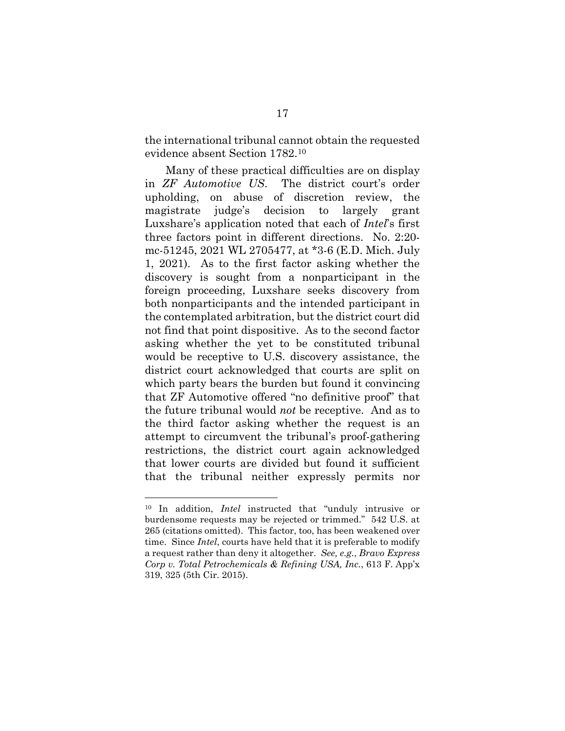the international tribunal cannot obtain the requested evidence absent Section 1782.[10]

Many of these practical difficulties are on display in *ZF Automotive US*. The district court's order upholding, on abuse of discretion review, the magistrate judge's decision to largely grant Luxshare's application noted that each of *Intel*'s first three factors point in different directions. No. 2:20-mc-51245, 2021 WL 2705477, at *3-6 (E.D. Mich. July 1, 2021). As to the first factor asking whether the discovery is sought from a nonparticipant in the foreign proceeding, Luxshare seeks discovery from both nonparticipants and the intended participant in the contemplated arbitration, but the district court did not find that point dispositive. As to the second factor asking whether the yet to be constituted tribunal would be receptive to U.S. discovery assistance, the district court acknowledged that courts are split on which party bears the burden but found it convincing that ZF Automotive offered "no definitive proof" that the future tribunal would *not* be receptive. And as to the third factor asking whether the request is an attempt to circumvent the tribunal's proof-gathering restrictions, the district court again acknowledged that lower courts are divided but found it sufficient that the tribunal neither expressly permits nor

---

[10] In addition, *Intel* instructed that "unduly intrusive or burdensome requests may be rejected or trimmed." 542 U.S. at 265 (citations omitted). This factor, too, has been weakened over time. Since *Intel*, courts have held that it is preferable to modify a request rather than deny it altogether. *See, e.g.*, *Bravo Express Corp v. Total Petrochemicals & Refining USA, Inc.*, 613 F. App'x 319, 325 (5th Cir. 2015).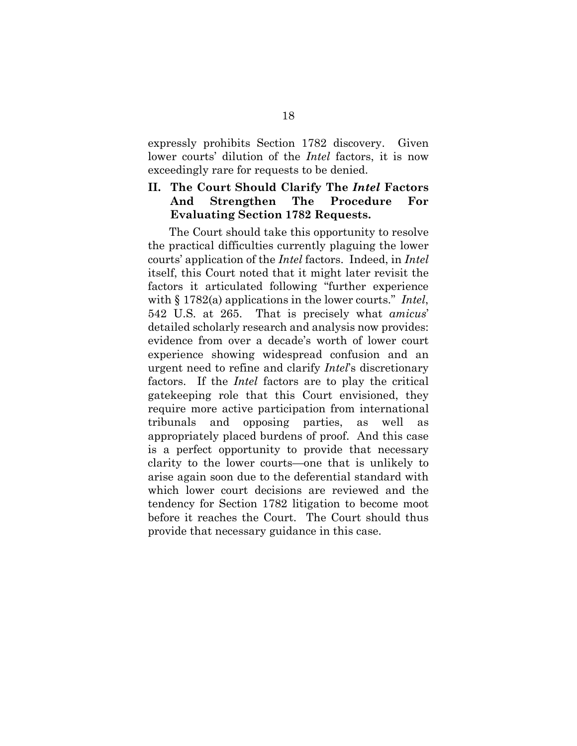expressly prohibits Section 1782 discovery. Given lower courts' dilution of the *Intel* factors, it is now exceedingly rare for requests to be denied.

## II. The Court Should Clarify The *Intel* Factors And Strengthen The Procedure For Evaluating Section 1782 Requests.

The Court should take this opportunity to resolve the practical difficulties currently plaguing the lower courts' application of the *Intel* factors. Indeed, in *Intel* itself, this Court noted that it might later revisit the factors it articulated following "further experience with § 1782(a) applications in the lower courts." *Intel*, 542 U.S. at 265. That is precisely what *amicus*' detailed scholarly research and analysis now provides: evidence from over a decade's worth of lower court experience showing widespread confusion and an urgent need to refine and clarify *Intel*'s discretionary factors. If the *Intel* factors are to play the critical gatekeeping role that this Court envisioned, they require more active participation from international tribunals and opposing parties, as well as appropriately placed burdens of proof. And this case is a perfect opportunity to provide that necessary clarity to the lower courts—one that is unlikely to arise again soon due to the deferential standard with which lower court decisions are reviewed and the tendency for Section 1782 litigation to become moot before it reaches the Court. The Court should thus provide that necessary guidance in this case.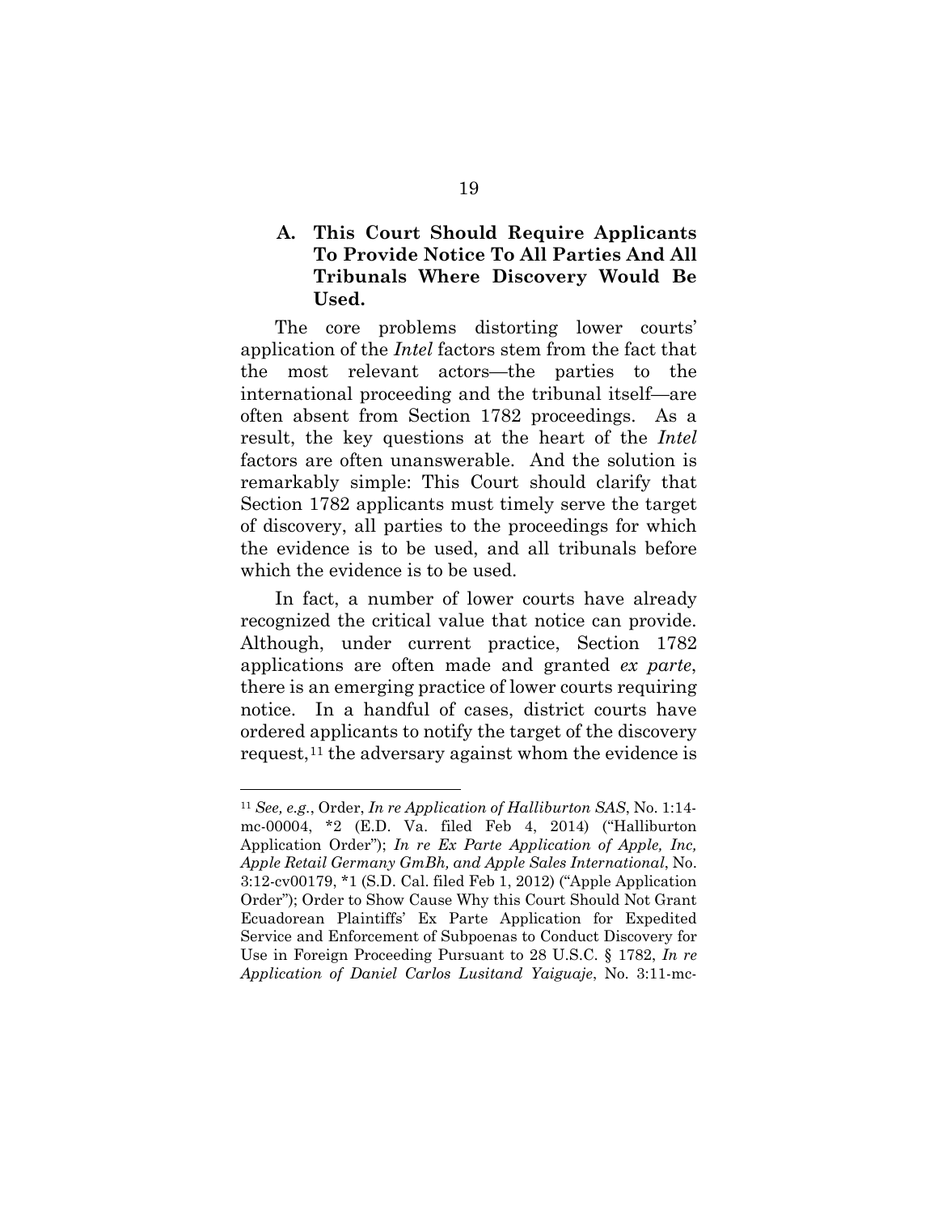### A. This Court Should Require Applicants To Provide Notice To All Parties And All Tribunals Where Discovery Would Be Used.

The core problems distorting lower courts' application of the *Intel* factors stem from the fact that the most relevant actors—the parties to the international proceeding and the tribunal itself—are often absent from Section 1782 proceedings. As a result, the key questions at the heart of the *Intel* factors are often unanswerable. And the solution is remarkably simple: This Court should clarify that Section 1782 applicants must timely serve the target of discovery, all parties to the proceedings for which the evidence is to be used, and all tribunals before which the evidence is to be used.

In fact, a number of lower courts have already recognized the critical value that notice can provide. Although, under current practice, Section 1782 applications are often made and granted *ex parte*, there is an emerging practice of lower courts requiring notice. In a handful of cases, district courts have ordered applicants to notify the target of the discovery request,[11] the adversary against whom the evidence is

---

[11] *See, e.g.*, Order, *In re Application of Halliburton SAS*, No. 1:14-mc-00004, \*2 (E.D. Va. filed Feb 4, 2014) ("Halliburton Application Order"); *In re Ex Parte Application of Apple, Inc, Apple Retail Germany GmBh, and Apple Sales International*, No. 3:12-cv00179, \*1 (S.D. Cal. filed Feb 1, 2012) ("Apple Application Order"); Order to Show Cause Why this Court Should Not Grant Ecuadorean Plaintiffs' Ex Parte Application for Expedited Service and Enforcement of Subpoenas to Conduct Discovery for Use in Foreign Proceeding Pursuant to 28 U.S.C. § 1782, *In re Application of Daniel Carlos Lusitand Yaiguaje*, No. 3:11-mc-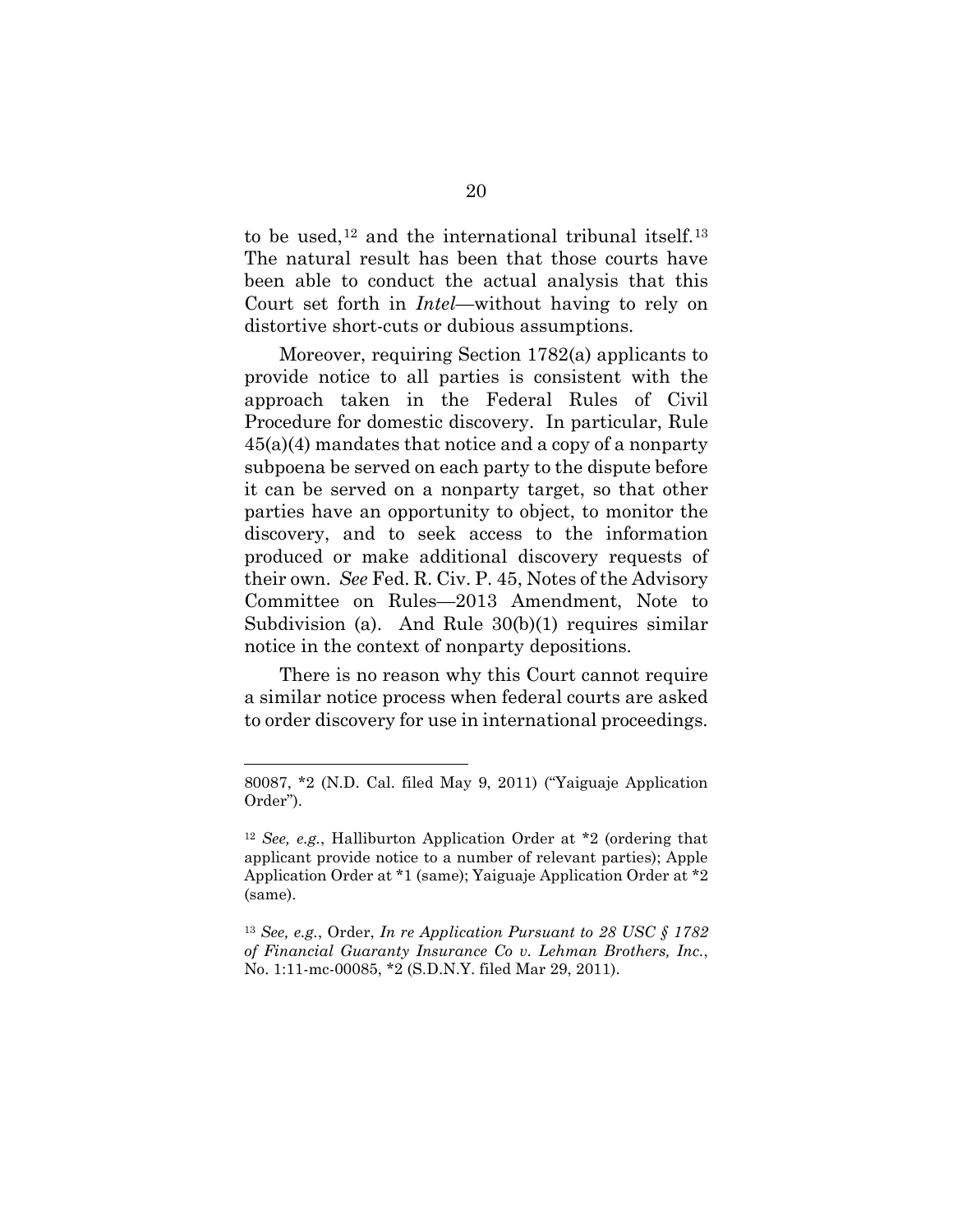to be used,[12] and the international tribunal itself.[13] The natural result has been that those courts have been able to conduct the actual analysis that this Court set forth in *Intel*—without having to rely on distortive short-cuts or dubious assumptions.

Moreover, requiring Section 1782(a) applicants to provide notice to all parties is consistent with the approach taken in the Federal Rules of Civil Procedure for domestic discovery. In particular, Rule 45(a)(4) mandates that notice and a copy of a nonparty subpoena be served on each party to the dispute before it can be served on a nonparty target, so that other parties have an opportunity to object, to monitor the discovery, and to seek access to the information produced or make additional discovery requests of their own. *See* Fed. R. Civ. P. 45, Notes of the Advisory Committee on Rules—2013 Amendment, Note to Subdivision (a). And Rule 30(b)(1) requires similar notice in the context of nonparty depositions.

There is no reason why this Court cannot require a similar notice process when federal courts are asked to order discovery for use in international proceedings.

---

80087, *2 (N.D. Cal. filed May 9, 2011) ("Yaiguaje Application Order").

[12] *See, e.g.*, Halliburton Application Order at *2 (ordering that applicant provide notice to a number of relevant parties); Apple Application Order at *1 (same); Yaiguaje Application Order at *2 (same).

[13] *See, e.g.*, Order, *In re Application Pursuant to 28 USC § 1782 of Financial Guaranty Insurance Co v. Lehman Brothers, Inc.*, No. 1:11-mc-00085, *2 (S.D.N.Y. filed Mar 29, 2011).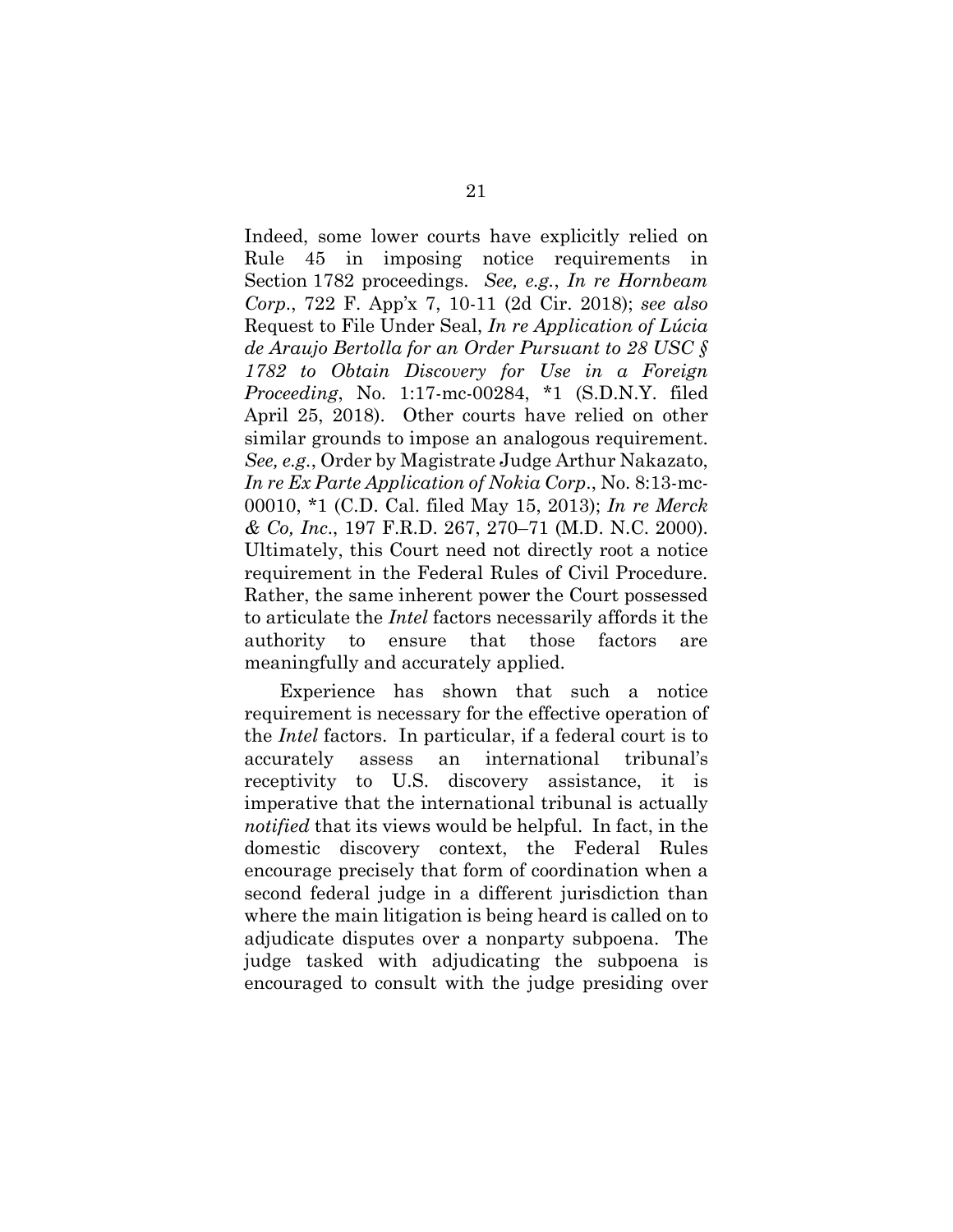Indeed, some lower courts have explicitly relied on Rule 45 in imposing notice requirements in Section 1782 proceedings. *See, e.g.*, *In re Hornbeam Corp.*, 722 F. App'x 7, 10-11 (2d Cir. 2018); *see also* Request to File Under Seal, *In re Application of Lúcia de Araujo Bertolla for an Order Pursuant to 28 USC § 1782 to Obtain Discovery for Use in a Foreign Proceeding*, No. 1:17-mc-00284, \*1 (S.D.N.Y. filed April 25, 2018). Other courts have relied on other similar grounds to impose an analogous requirement. *See, e.g.*, Order by Magistrate Judge Arthur Nakazato, *In re Ex Parte Application of Nokia Corp.*, No. 8:13-mc-00010, \*1 (C.D. Cal. filed May 15, 2013); *In re Merck & Co, Inc.*, 197 F.R.D. 267, 270–71 (M.D. N.C. 2000). Ultimately, this Court need not directly root a notice requirement in the Federal Rules of Civil Procedure. Rather, the same inherent power the Court possessed to articulate the *Intel* factors necessarily affords it the authority to ensure that those factors are meaningfully and accurately applied.

Experience has shown that such a notice requirement is necessary for the effective operation of the *Intel* factors. In particular, if a federal court is to accurately assess an international tribunal's receptivity to U.S. discovery assistance, it is imperative that the international tribunal is actually *notified* that its views would be helpful. In fact, in the domestic discovery context, the Federal Rules encourage precisely that form of coordination when a second federal judge in a different jurisdiction than where the main litigation is being heard is called on to adjudicate disputes over a nonparty subpoena. The judge tasked with adjudicating the subpoena is encouraged to consult with the judge presiding over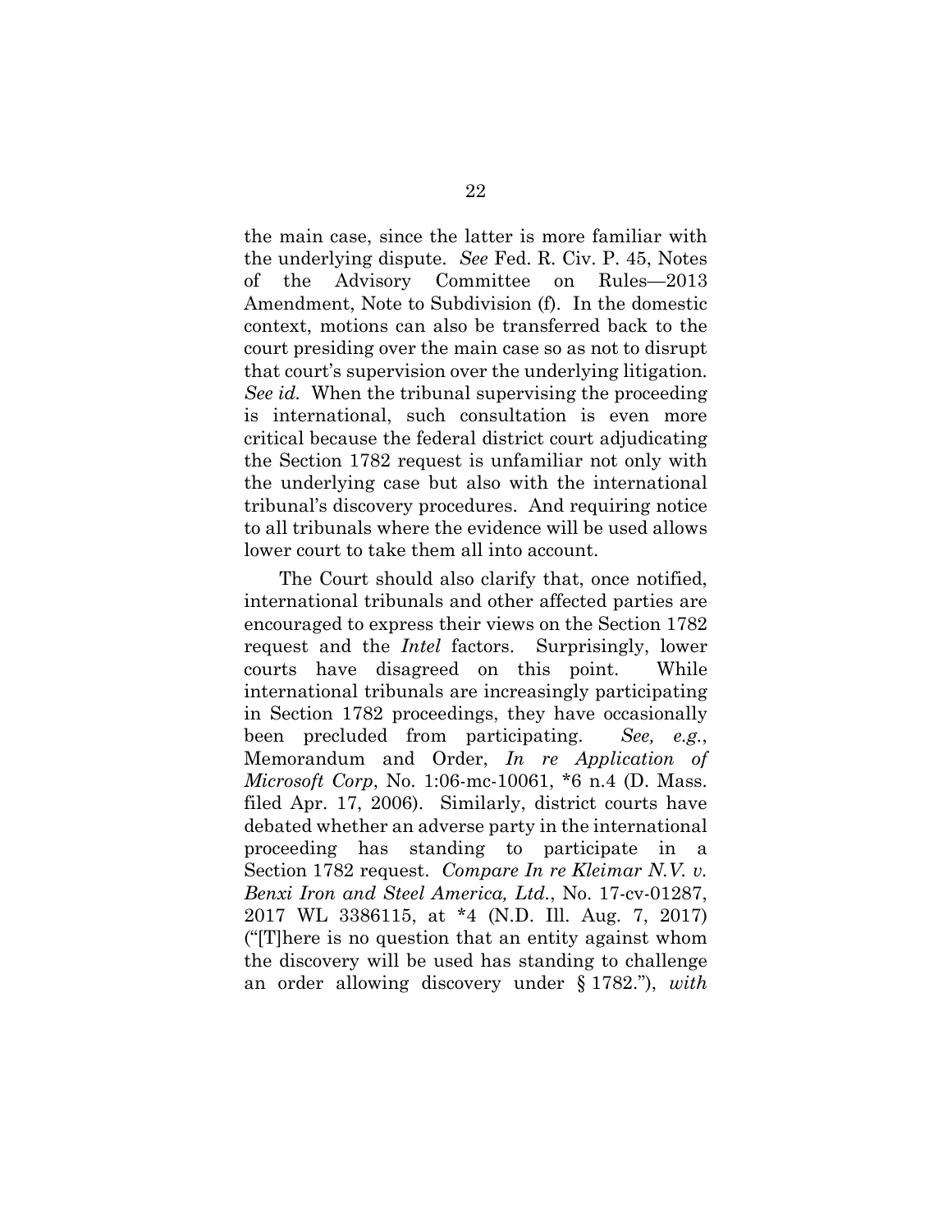the main case, since the latter is more familiar with the underlying dispute. *See* Fed. R. Civ. P. 45, Notes of the Advisory Committee on Rules—2013 Amendment, Note to Subdivision (f). In the domestic context, motions can also be transferred back to the court presiding over the main case so as not to disrupt that court's supervision over the underlying litigation. *See id.* When the tribunal supervising the proceeding is international, such consultation is even more critical because the federal district court adjudicating the Section 1782 request is unfamiliar not only with the underlying case but also with the international tribunal's discovery procedures. And requiring notice to all tribunals where the evidence will be used allows lower court to take them all into account.

The Court should also clarify that, once notified, international tribunals and other affected parties are encouraged to express their views on the Section 1782 request and the *Intel* factors. Surprisingly, lower courts have disagreed on this point. While international tribunals are increasingly participating in Section 1782 proceedings, they have occasionally been precluded from participating. *See, e.g.*, Memorandum and Order, *In re Application of Microsoft Corp*, No. 1:06-mc-10061, *6 n.4 (D. Mass. filed Apr. 17, 2006). Similarly, district courts have debated whether an adverse party in the international proceeding has standing to participate in a Section 1782 request. *Compare In re Kleimar N.V. v. Benxi Iron and Steel America, Ltd.*, No. 17-cv-01287, 2017 WL 3386115, at *4 (N.D. Ill. Aug. 7, 2017) ("[T]here is no question that an entity against whom the discovery will be used has standing to challenge an order allowing discovery under § 1782."), *with*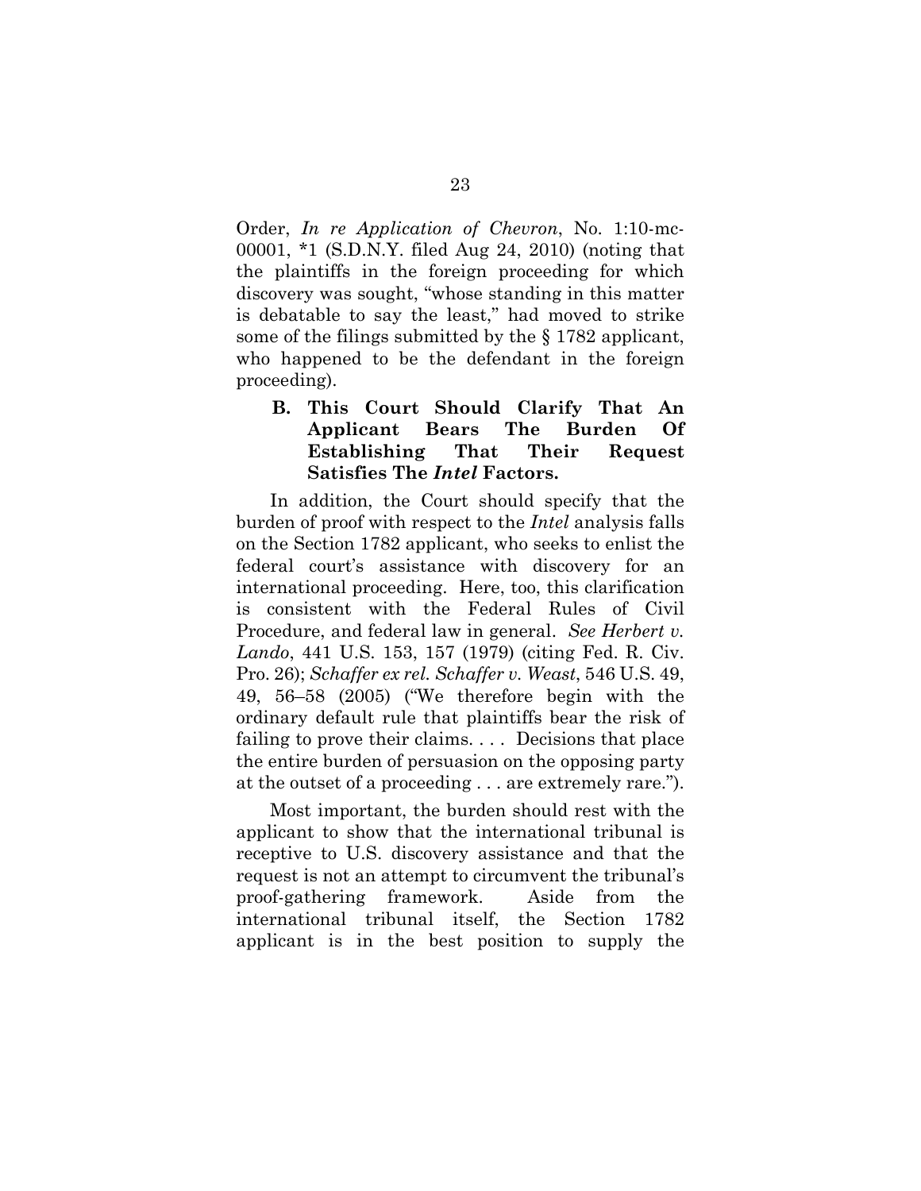Order, *In re Application of Chevron*, No. 1:10-mc-00001, *1 (S.D.N.Y. filed Aug 24, 2010) (noting that the plaintiffs in the foreign proceeding for which discovery was sought, "whose standing in this matter is debatable to say the least," had moved to strike some of the filings submitted by the § 1782 applicant, who happened to be the defendant in the foreign proceeding).

### B. This Court Should Clarify That An Applicant Bears The Burden Of Establishing That Their Request Satisfies The *Intel* Factors.

In addition, the Court should specify that the burden of proof with respect to the *Intel* analysis falls on the Section 1782 applicant, who seeks to enlist the federal court's assistance with discovery for an international proceeding. Here, too, this clarification is consistent with the Federal Rules of Civil Procedure, and federal law in general. *See Herbert v. Lando*, 441 U.S. 153, 157 (1979) (citing Fed. R. Civ. Pro. 26); *Schaffer ex rel. Schaffer v. Weast*, 546 U.S. 49, 49, 56–58 (2005) ("We therefore begin with the ordinary default rule that plaintiffs bear the risk of failing to prove their claims. . . . Decisions that place the entire burden of persuasion on the opposing party at the outset of a proceeding . . . are extremely rare.").

Most important, the burden should rest with the applicant to show that the international tribunal is receptive to U.S. discovery assistance and that the request is not an attempt to circumvent the tribunal's proof-gathering framework. Aside from the international tribunal itself, the Section 1782 applicant is in the best position to supply the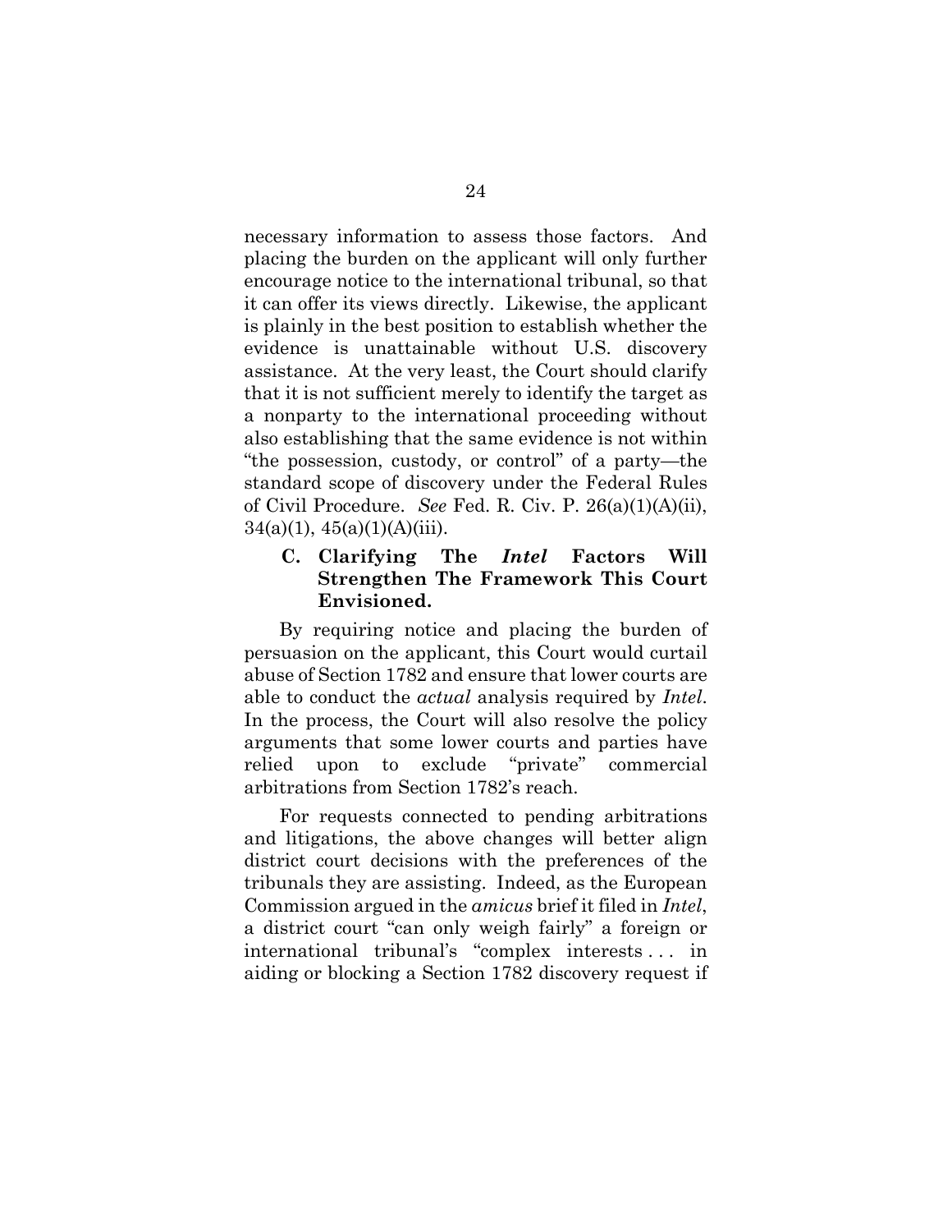necessary information to assess those factors. And placing the burden on the applicant will only further encourage notice to the international tribunal, so that it can offer its views directly. Likewise, the applicant is plainly in the best position to establish whether the evidence is unattainable without U.S. discovery assistance. At the very least, the Court should clarify that it is not sufficient merely to identify the target as a nonparty to the international proceeding without also establishing that the same evidence is not within "the possession, custody, or control" of a party—the standard scope of discovery under the Federal Rules of Civil Procedure. *See* Fed. R. Civ. P. 26(a)(1)(A)(ii), 34(a)(1), 45(a)(1)(A)(iii).

### C. Clarifying The *Intel* Factors Will Strengthen The Framework This Court Envisioned.

By requiring notice and placing the burden of persuasion on the applicant, this Court would curtail abuse of Section 1782 and ensure that lower courts are able to conduct the *actual* analysis required by *Intel*. In the process, the Court will also resolve the policy arguments that some lower courts and parties have relied upon to exclude "private" commercial arbitrations from Section 1782's reach.

For requests connected to pending arbitrations and litigations, the above changes will better align district court decisions with the preferences of the tribunals they are assisting. Indeed, as the European Commission argued in the *amicus* brief it filed in *Intel*, a district court "can only weigh fairly" a foreign or international tribunal's "complex interests . . . in aiding or blocking a Section 1782 discovery request if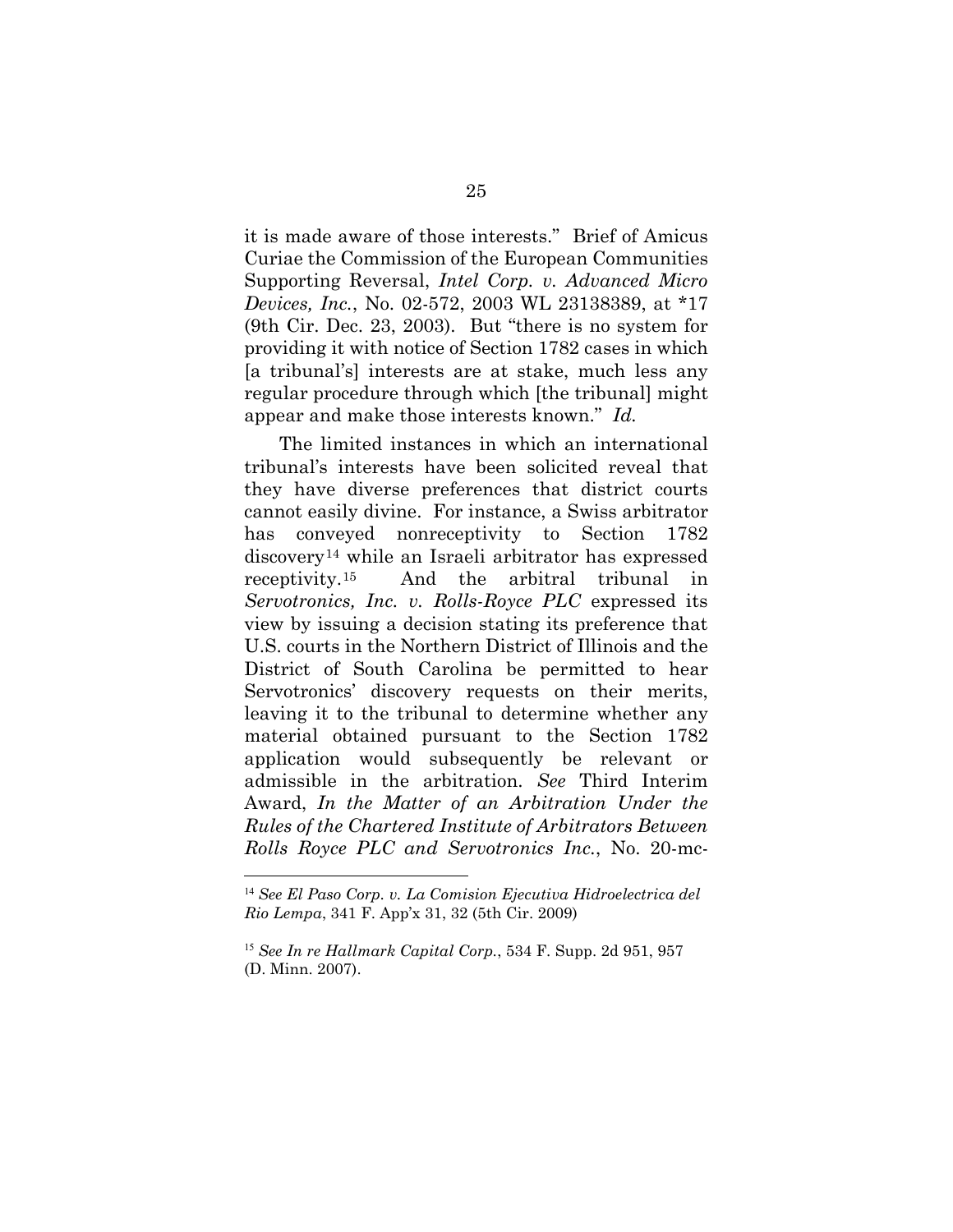it is made aware of those interests." Brief of Amicus Curiae the Commission of the European Communities Supporting Reversal, *Intel Corp. v. Advanced Micro Devices, Inc.*, No. 02-572, 2003 WL 23138389, at *17 (9th Cir. Dec. 23, 2003). But "there is no system for providing it with notice of Section 1782 cases in which [a tribunal's] interests are at stake, much less any regular procedure through which [the tribunal] might appear and make those interests known." *Id.*

The limited instances in which an international tribunal's interests have been solicited reveal that they have diverse preferences that district courts cannot easily divine. For instance, a Swiss arbitrator has conveyed nonreceptivity to Section 1782 discovery[14] while an Israeli arbitrator has expressed receptivity.[15] And the arbitral tribunal in *Servotronics, Inc. v. Rolls-Royce PLC* expressed its view by issuing a decision stating its preference that U.S. courts in the Northern District of Illinois and the District of South Carolina be permitted to hear Servotronics' discovery requests on their merits, leaving it to the tribunal to determine whether any material obtained pursuant to the Section 1782 application would subsequently be relevant or admissible in the arbitration. *See* Third Interim Award, *In the Matter of an Arbitration Under the Rules of the Chartered Institute of Arbitrators Between Rolls Royce PLC and Servotronics Inc.*, No. 20-mc-

---

[14] *See El Paso Corp. v. La Comision Ejecutiva Hidroelectrica del Rio Lempa*, 341 F. App'x 31, 32 (5th Cir. 2009)

[15] *See In re Hallmark Capital Corp.*, 534 F. Supp. 2d 951, 957 (D. Minn. 2007).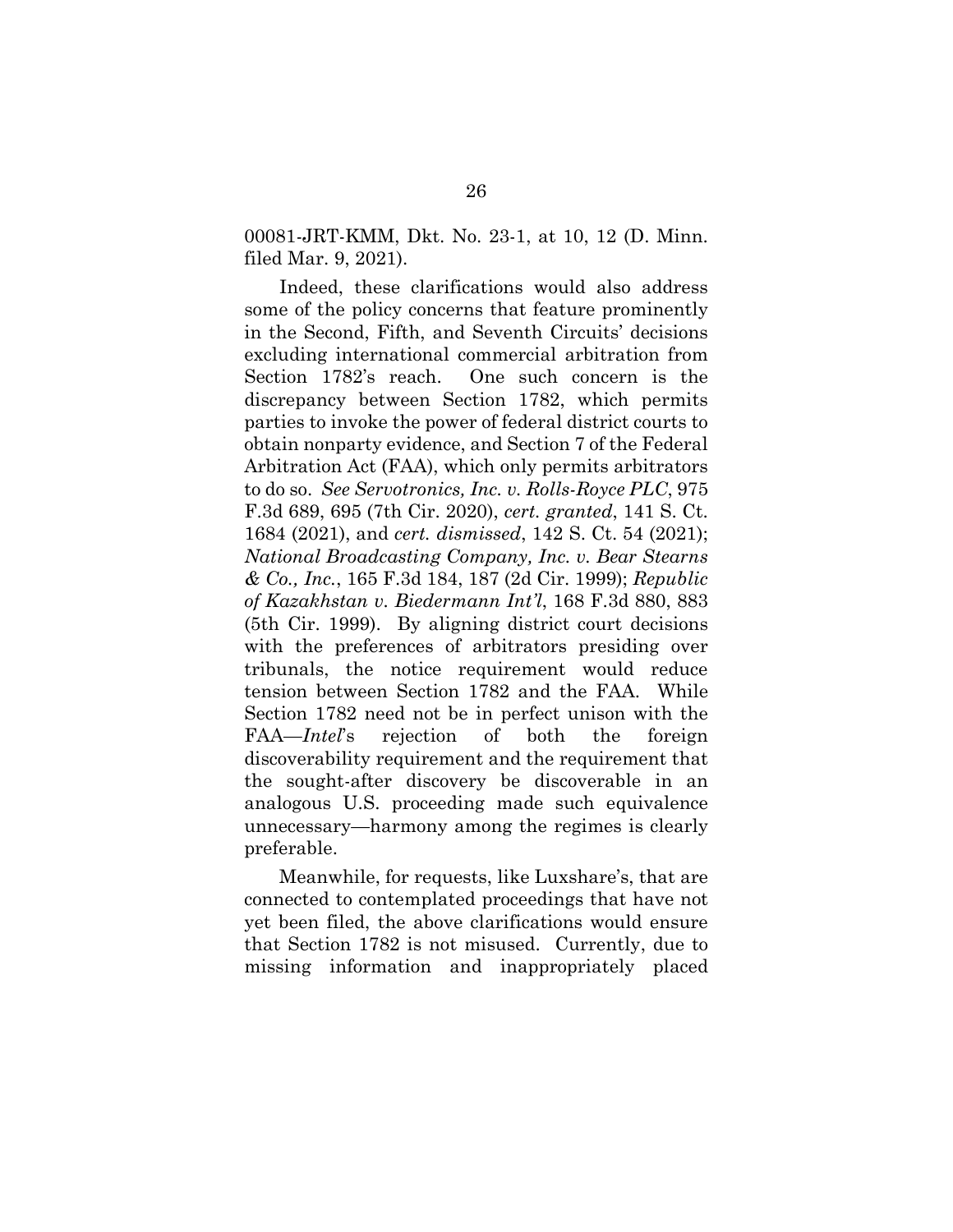00081-JRT-KMM, Dkt. No. 23-1, at 10, 12 (D. Minn. filed Mar. 9, 2021).

Indeed, these clarifications would also address some of the policy concerns that feature prominently in the Second, Fifth, and Seventh Circuits' decisions excluding international commercial arbitration from Section 1782's reach. One such concern is the discrepancy between Section 1782, which permits parties to invoke the power of federal district courts to obtain nonparty evidence, and Section 7 of the Federal Arbitration Act (FAA), which only permits arbitrators to do so. *See Servotronics, Inc. v. Rolls-Royce PLC*, 975 F.3d 689, 695 (7th Cir. 2020), *cert. granted*, 141 S. Ct. 1684 (2021), and *cert. dismissed*, 142 S. Ct. 54 (2021); *National Broadcasting Company, Inc. v. Bear Stearns & Co., Inc.*, 165 F.3d 184, 187 (2d Cir. 1999); *Republic of Kazakhstan v. Biedermann Int'l*, 168 F.3d 880, 883 (5th Cir. 1999). By aligning district court decisions with the preferences of arbitrators presiding over tribunals, the notice requirement would reduce tension between Section 1782 and the FAA. While Section 1782 need not be in perfect unison with the FAA—*Intel*'s rejection of both the foreign discoverability requirement and the requirement that the sought-after discovery be discoverable in an analogous U.S. proceeding made such equivalence unnecessary—harmony among the regimes is clearly preferable.

Meanwhile, for requests, like Luxshare's, that are connected to contemplated proceedings that have not yet been filed, the above clarifications would ensure that Section 1782 is not misused. Currently, due to missing information and inappropriately placed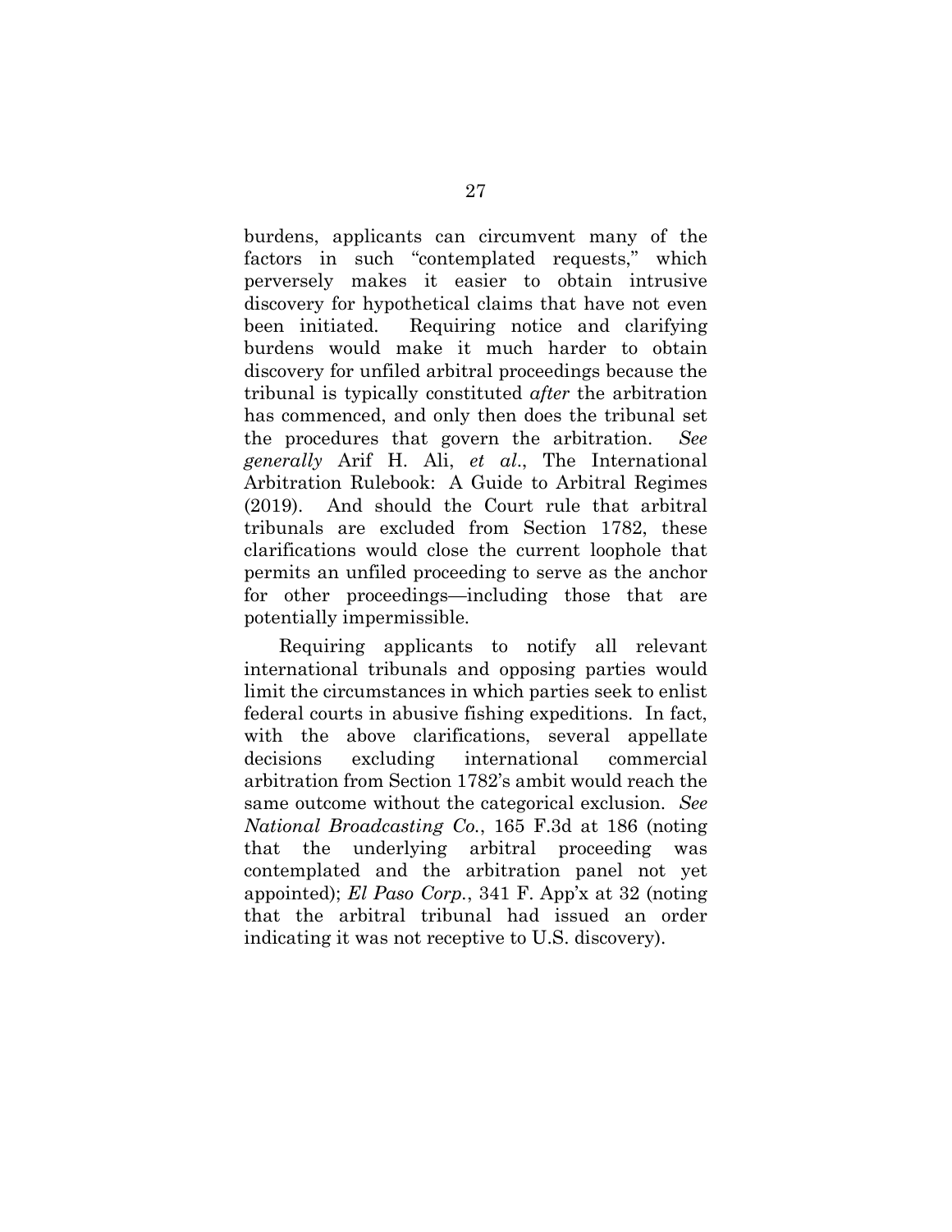burdens, applicants can circumvent many of the factors in such "contemplated requests," which perversely makes it easier to obtain intrusive discovery for hypothetical claims that have not even been initiated. Requiring notice and clarifying burdens would make it much harder to obtain discovery for unfiled arbitral proceedings because the tribunal is typically constituted *after* the arbitration has commenced, and only then does the tribunal set the procedures that govern the arbitration. *See generally* Arif H. Ali, *et al*., The International Arbitration Rulebook: A Guide to Arbitral Regimes (2019). And should the Court rule that arbitral tribunals are excluded from Section 1782, these clarifications would close the current loophole that permits an unfiled proceeding to serve as the anchor for other proceedings—including those that are potentially impermissible.

Requiring applicants to notify all relevant international tribunals and opposing parties would limit the circumstances in which parties seek to enlist federal courts in abusive fishing expeditions. In fact, with the above clarifications, several appellate decisions excluding international commercial arbitration from Section 1782's ambit would reach the same outcome without the categorical exclusion. *See National Broadcasting Co.*, 165 F.3d at 186 (noting that the underlying arbitral proceeding was contemplated and the arbitration panel not yet appointed); *El Paso Corp.*, 341 F. App'x at 32 (noting that the arbitral tribunal had issued an order indicating it was not receptive to U.S. discovery).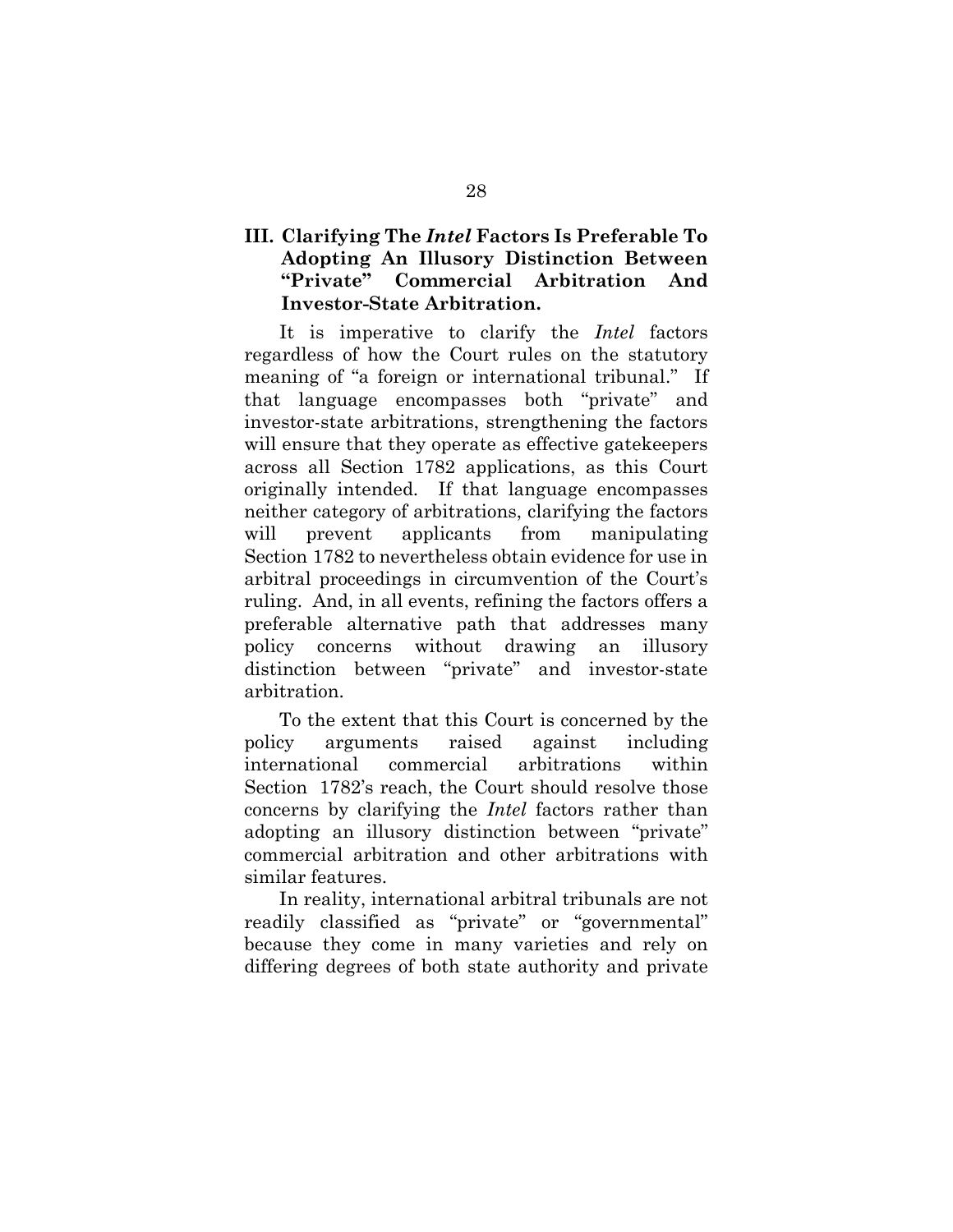### III. Clarifying The *Intel* Factors Is Preferable To Adopting An Illusory Distinction Between "Private" Commercial Arbitration And Investor-State Arbitration.

It is imperative to clarify the *Intel* factors regardless of how the Court rules on the statutory meaning of "a foreign or international tribunal." If that language encompasses both "private" and investor-state arbitrations, strengthening the factors will ensure that they operate as effective gatekeepers across all Section 1782 applications, as this Court originally intended. If that language encompasses neither category of arbitrations, clarifying the factors will prevent applicants from manipulating Section 1782 to nevertheless obtain evidence for use in arbitral proceedings in circumvention of the Court's ruling. And, in all events, refining the factors offers a preferable alternative path that addresses many policy concerns without drawing an illusory distinction between "private" and investor-state arbitration.

To the extent that this Court is concerned by the policy arguments raised against including international commercial arbitrations within Section 1782's reach, the Court should resolve those concerns by clarifying the *Intel* factors rather than adopting an illusory distinction between "private" commercial arbitration and other arbitrations with similar features.

In reality, international arbitral tribunals are not readily classified as "private" or "governmental" because they come in many varieties and rely on differing degrees of both state authority and private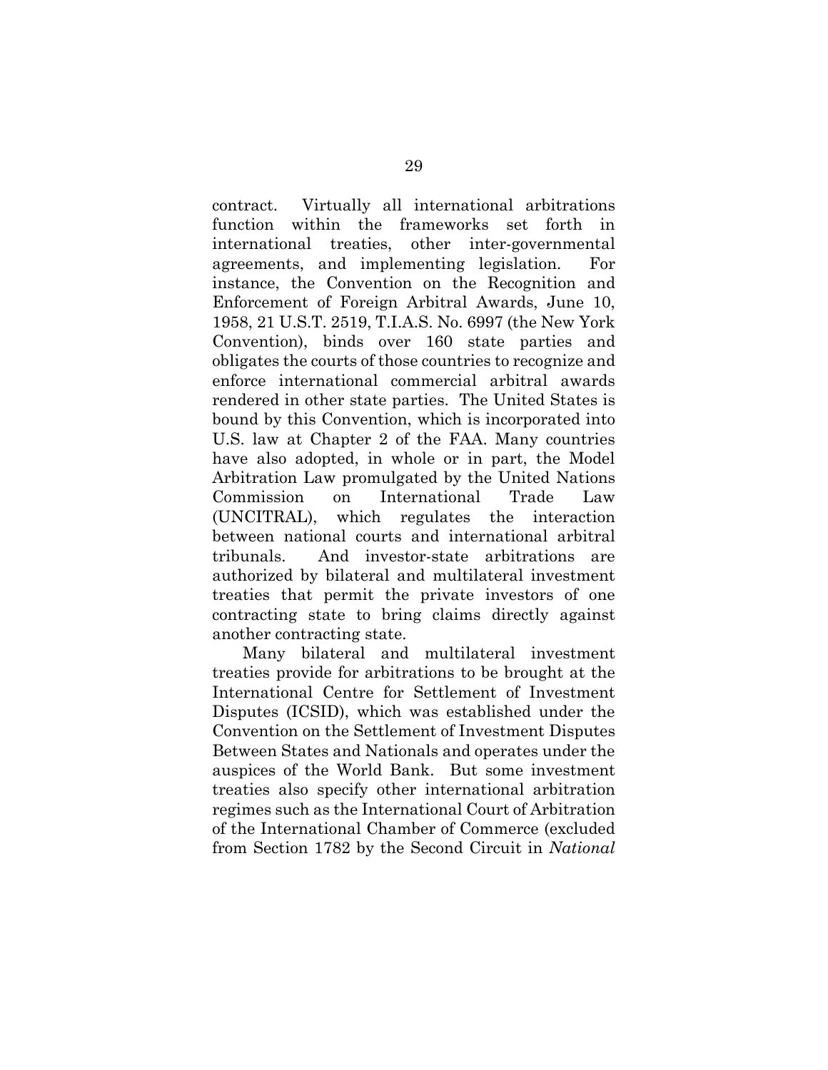contract. Virtually all international arbitrations function within the frameworks set forth in international treaties, other inter-governmental agreements, and implementing legislation. For instance, the Convention on the Recognition and Enforcement of Foreign Arbitral Awards, June 10, 1958, 21 U.S.T. 2519, T.I.A.S. No. 6997 (the New York Convention), binds over 160 state parties and obligates the courts of those countries to recognize and enforce international commercial arbitral awards rendered in other state parties. The United States is bound by this Convention, which is incorporated into U.S. law at Chapter 2 of the FAA. Many countries have also adopted, in whole or in part, the Model Arbitration Law promulgated by the United Nations Commission on International Trade Law (UNCITRAL), which regulates the interaction between national courts and international arbitral tribunals. And investor-state arbitrations are authorized by bilateral and multilateral investment treaties that permit the private investors of one contracting state to bring claims directly against another contracting state.

Many bilateral and multilateral investment treaties provide for arbitrations to be brought at the International Centre for Settlement of Investment Disputes (ICSID), which was established under the Convention on the Settlement of Investment Disputes Between States and Nationals and operates under the auspices of the World Bank. But some investment treaties also specify other international arbitration regimes such as the International Court of Arbitration of the International Chamber of Commerce (excluded from Section 1782 by the Second Circuit in *National*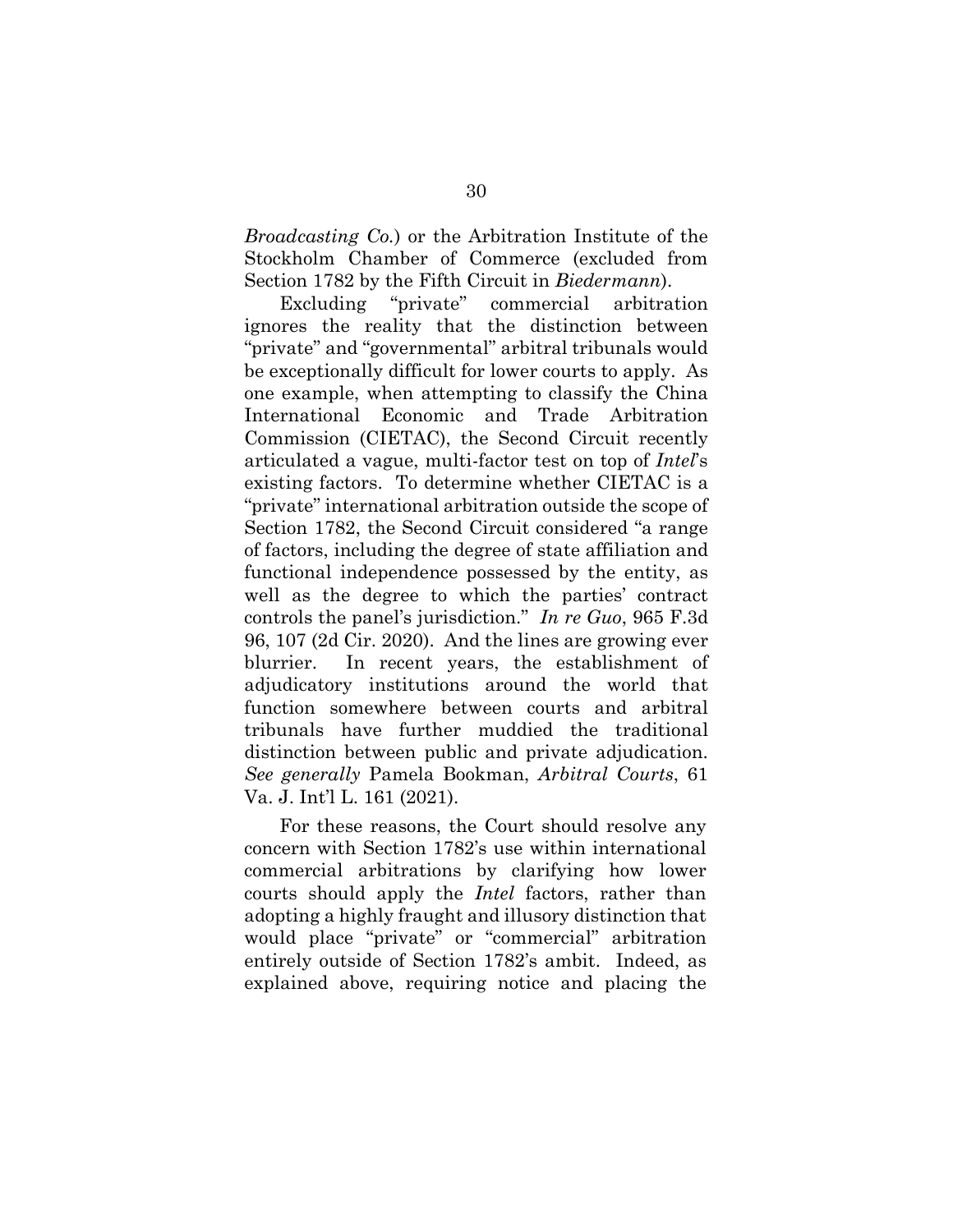*Broadcasting Co.*) or the Arbitration Institute of the Stockholm Chamber of Commerce (excluded from Section 1782 by the Fifth Circuit in *Biedermann*).

Excluding "private" commercial arbitration ignores the reality that the distinction between "private" and "governmental" arbitral tribunals would be exceptionally difficult for lower courts to apply. As one example, when attempting to classify the China International Economic and Trade Arbitration Commission (CIETAC), the Second Circuit recently articulated a vague, multi-factor test on top of *Intel*'s existing factors. To determine whether CIETAC is a "private" international arbitration outside the scope of Section 1782, the Second Circuit considered "a range of factors, including the degree of state affiliation and functional independence possessed by the entity, as well as the degree to which the parties' contract controls the panel's jurisdiction." *In re Guo*, 965 F.3d 96, 107 (2d Cir. 2020). And the lines are growing ever blurrier. In recent years, the establishment of adjudicatory institutions around the world that function somewhere between courts and arbitral tribunals have further muddied the traditional distinction between public and private adjudication. *See generally* Pamela Bookman, *Arbitral Courts*, 61 Va. J. Int'l L. 161 (2021).

For these reasons, the Court should resolve any concern with Section 1782's use within international commercial arbitrations by clarifying how lower courts should apply the *Intel* factors, rather than adopting a highly fraught and illusory distinction that would place "private" or "commercial" arbitration entirely outside of Section 1782's ambit. Indeed, as explained above, requiring notice and placing the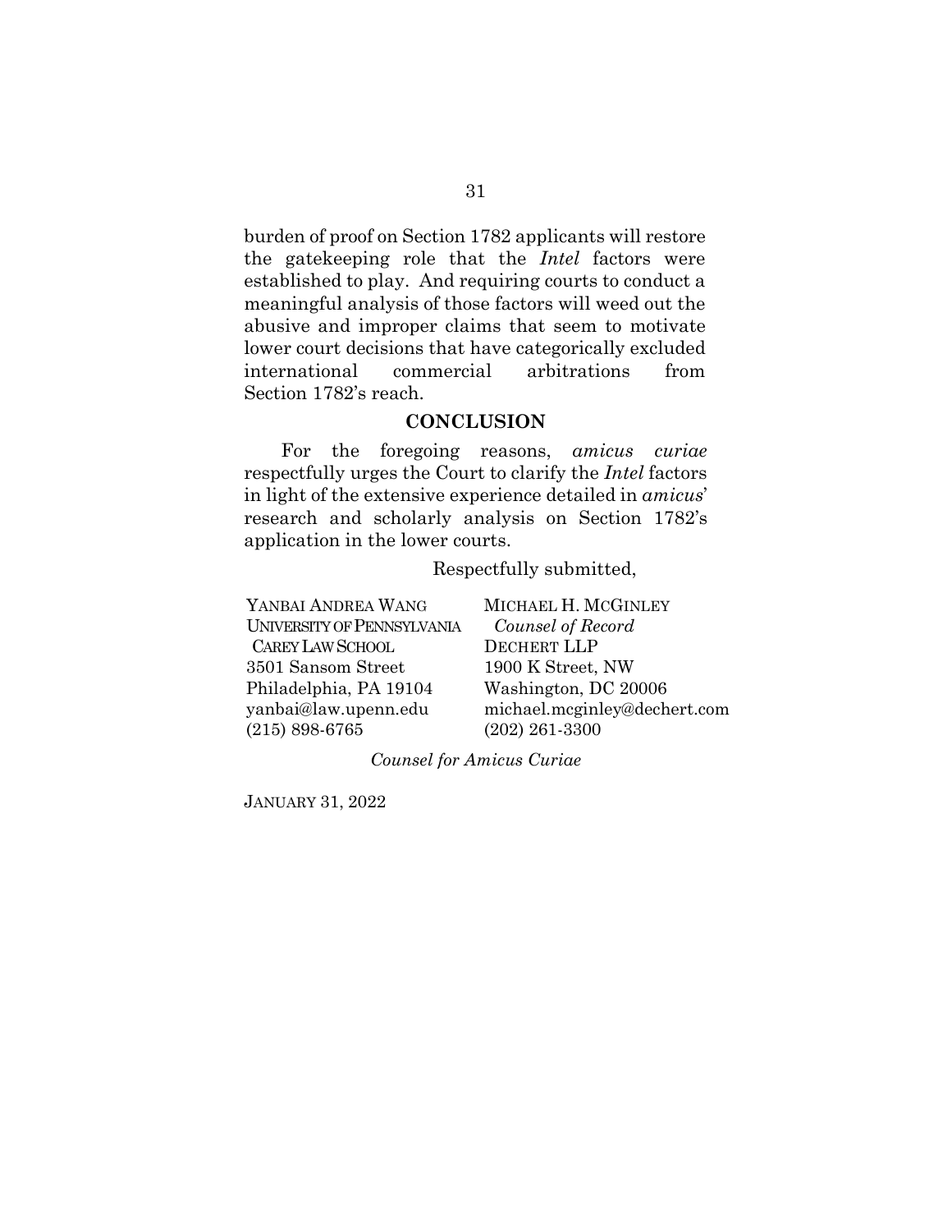burden of proof on Section 1782 applicants will restore the gatekeeping role that the *Intel* factors were established to play. And requiring courts to conduct a meaningful analysis of those factors will weed out the abusive and improper claims that seem to motivate lower court decisions that have categorically excluded international commercial arbitrations from Section 1782's reach.

## CONCLUSION

For the foregoing reasons, *amicus curiae* respectfully urges the Court to clarify the *Intel* factors in light of the extensive experience detailed in *amicus*' research and scholarly analysis on Section 1782's application in the lower courts.

Respectfully submitted,

| | |
|---|---|
| YANBAI ANDREA WANG | MICHAEL H. MCGINLEY |
| UNIVERSITY OF PENNSYLVANIA | *Counsel of Record* |
| CAREY LAW SCHOOL | DECHERT LLP |
| 3501 Sansom Street | 1900 K Street, NW |
| Philadelphia, PA 19104 | Washington, DC 20006 |
| yanbai@law.upenn.edu | michael.mcginley@dechert.com |
| (215) 898-6765 | (202) 261-3300 |

*Counsel for Amicus Curiae*

JANUARY 31, 2022